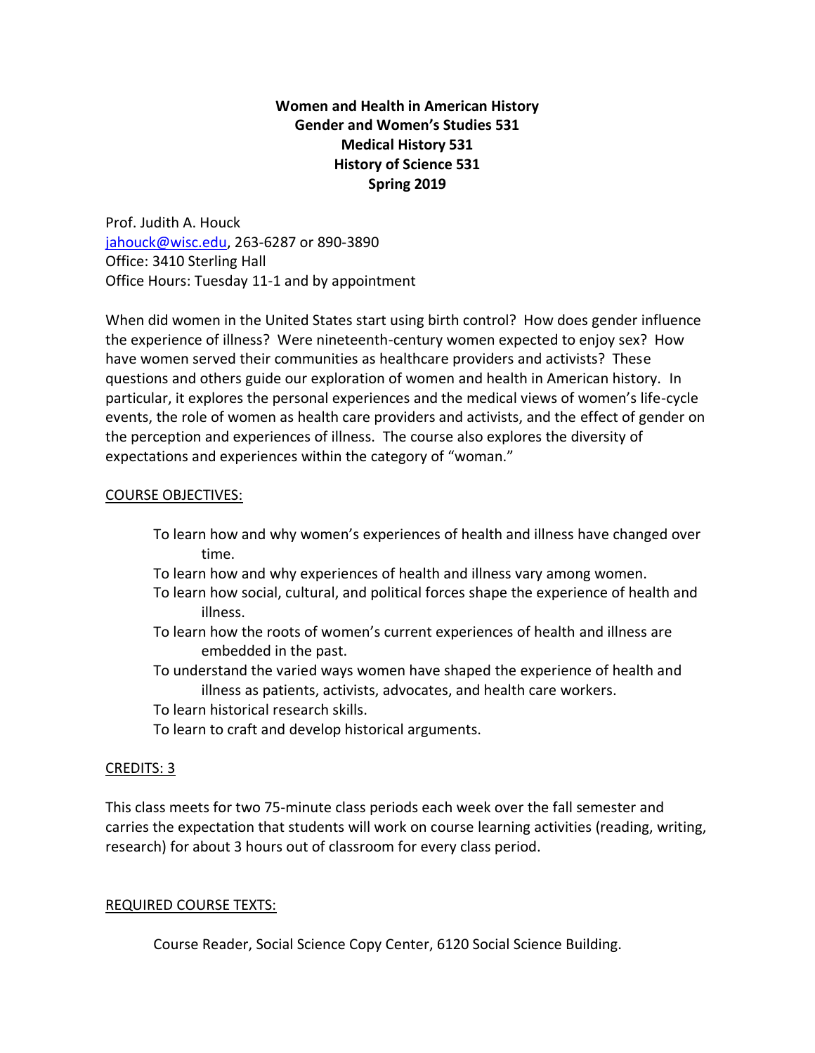# Women and Health in American History
## Gender and Women's Studies 531
## Medical History 531
## History of Science 531
## Spring 2019

Prof. Judith A. Houck
jahouck@wisc.edu, 263-6287 or 890-3890
Office: 3410 Sterling Hall
Office Hours: Tuesday 11-1 and by appointment

When did women in the United States start using birth control? How does gender influence the experience of illness? Were nineteenth-century women expected to enjoy sex? How have women served their communities as healthcare providers and activists? These questions and others guide our exploration of women and health in American history. In particular, it explores the personal experiences and the medical views of women's life-cycle events, the role of women as health care providers and activists, and the effect of gender on the perception and experiences of illness. The course also explores the diversity of expectations and experiences within the category of "woman."

COURSE OBJECTIVES:

- To learn how and why women's experiences of health and illness have changed over time.
- To learn how and why experiences of health and illness vary among women.
- To learn how social, cultural, and political forces shape the experience of health and illness.
- To learn how the roots of women's current experiences of health and illness are embedded in the past.
- To understand the varied ways women have shaped the experience of health and illness as patients, activists, advocates, and health care workers.
- To learn historical research skills.
- To learn to craft and develop historical arguments.

CREDITS: 3

This class meets for two 75-minute class periods each week over the fall semester and carries the expectation that students will work on course learning activities (reading, writing, research) for about 3 hours out of classroom for every class period.

REQUIRED COURSE TEXTS:

Course Reader, Social Science Copy Center, 6120 Social Science Building.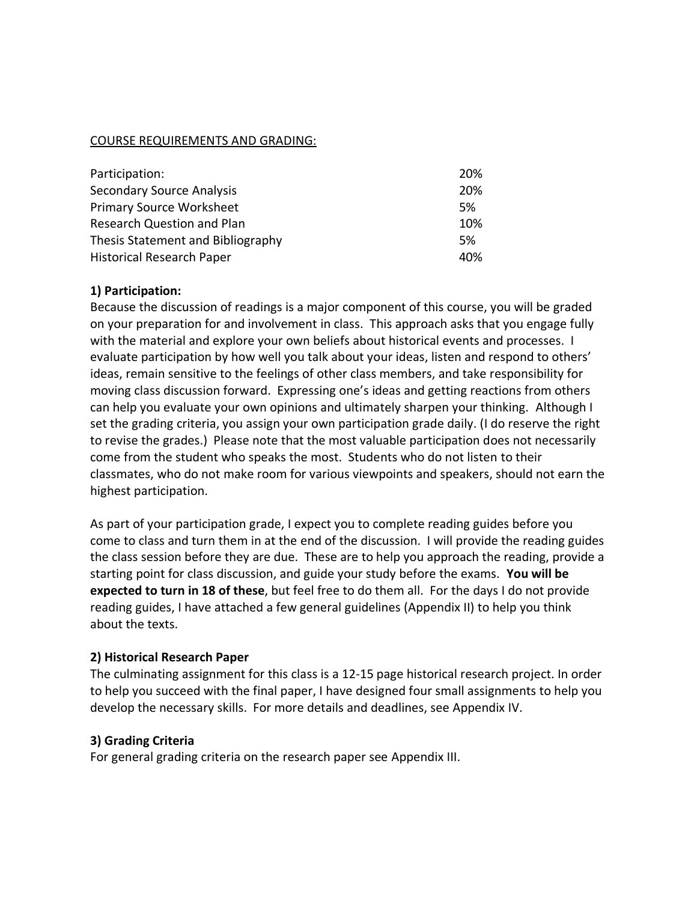COURSE REQUIREMENTS AND GRADING:

| | |
|---|---|
| Participation: | 20% |
| Secondary Source Analysis | 20% |
| Primary Source Worksheet | 5% |
| Research Question and Plan | 10% |
| Thesis Statement and Bibliography | 5% |
| Historical Research Paper | 40% |

**1) Participation:**

Because the discussion of readings is a major component of this course, you will be graded on your preparation for and involvement in class. This approach asks that you engage fully with the material and explore your own beliefs about historical events and processes. I evaluate participation by how well you talk about your ideas, listen and respond to others' ideas, remain sensitive to the feelings of other class members, and take responsibility for moving class discussion forward. Expressing one's ideas and getting reactions from others can help you evaluate your own opinions and ultimately sharpen your thinking. Although I set the grading criteria, you assign your own participation grade daily. (I do reserve the right to revise the grades.) Please note that the most valuable participation does not necessarily come from the student who speaks the most. Students who do not listen to their classmates, who do not make room for various viewpoints and speakers, should not earn the highest participation.

As part of your participation grade, I expect you to complete reading guides before you come to class and turn them in at the end of the discussion. I will provide the reading guides the class session before they are due. These are to help you approach the reading, provide a starting point for class discussion, and guide your study before the exams. **You will be expected to turn in 18 of these**, but feel free to do them all. For the days I do not provide reading guides, I have attached a few general guidelines (Appendix II) to help you think about the texts.

**2) Historical Research Paper**

The culminating assignment for this class is a 12-15 page historical research project. In order to help you succeed with the final paper, I have designed four small assignments to help you develop the necessary skills. For more details and deadlines, see Appendix IV.

**3) Grading Criteria**

For general grading criteria on the research paper see Appendix III.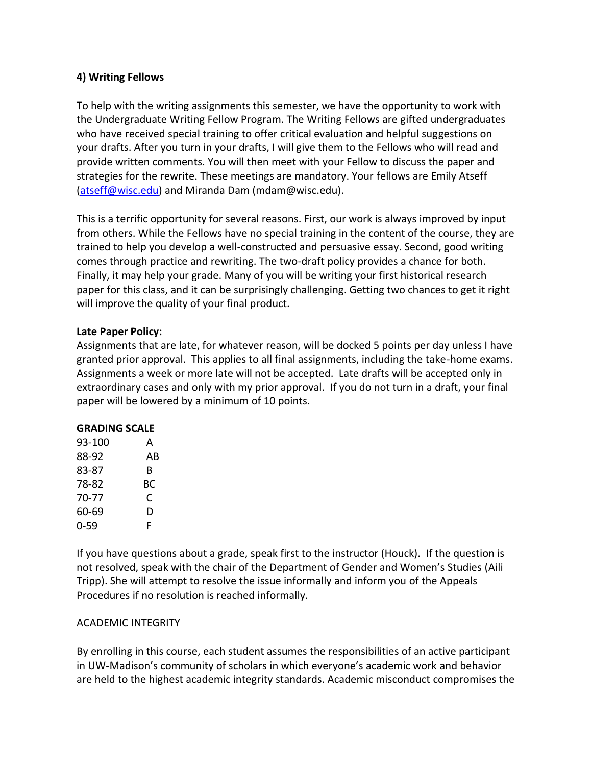**4) Writing Fellows**

To help with the writing assignments this semester, we have the opportunity to work with the Undergraduate Writing Fellow Program. The Writing Fellows are gifted undergraduates who have received special training to offer critical evaluation and helpful suggestions on your drafts. After you turn in your drafts, I will give them to the Fellows who will read and provide written comments. You will then meet with your Fellow to discuss the paper and strategies for the rewrite. These meetings are mandatory. Your fellows are Emily Atseff (atseff@wisc.edu) and Miranda Dam (mdam@wisc.edu).

This is a terrific opportunity for several reasons. First, our work is always improved by input from others. While the Fellows have no special training in the content of the course, they are trained to help you develop a well-constructed and persuasive essay. Second, good writing comes through practice and rewriting. The two-draft policy provides a chance for both. Finally, it may help your grade. Many of you will be writing your first historical research paper for this class, and it can be surprisingly challenging. Getting two chances to get it right will improve the quality of your final product.

**Late Paper Policy:**
Assignments that are late, for whatever reason, will be docked 5 points per day unless I have granted prior approval. This applies to all final assignments, including the take-home exams. Assignments a week or more late will not be accepted. Late drafts will be accepted only in extraordinary cases and only with my prior approval. If you do not turn in a draft, your final paper will be lowered by a minimum of 10 points.

**GRADING SCALE**

| | |
|---|---|
| 93-100 | A |
| 88-92 | AB |
| 83-87 | B |
| 78-82 | BC |
| 70-77 | C |
| 60-69 | D |
| 0-59 | F |

If you have questions about a grade, speak first to the instructor (Houck). If the question is not resolved, speak with the chair of the Department of Gender and Women's Studies (Aili Tripp). She will attempt to resolve the issue informally and inform you of the Appeals Procedures if no resolution is reached informally.

ACADEMIC INTEGRITY

By enrolling in this course, each student assumes the responsibilities of an active participant in UW-Madison's community of scholars in which everyone's academic work and behavior are held to the highest academic integrity standards. Academic misconduct compromises the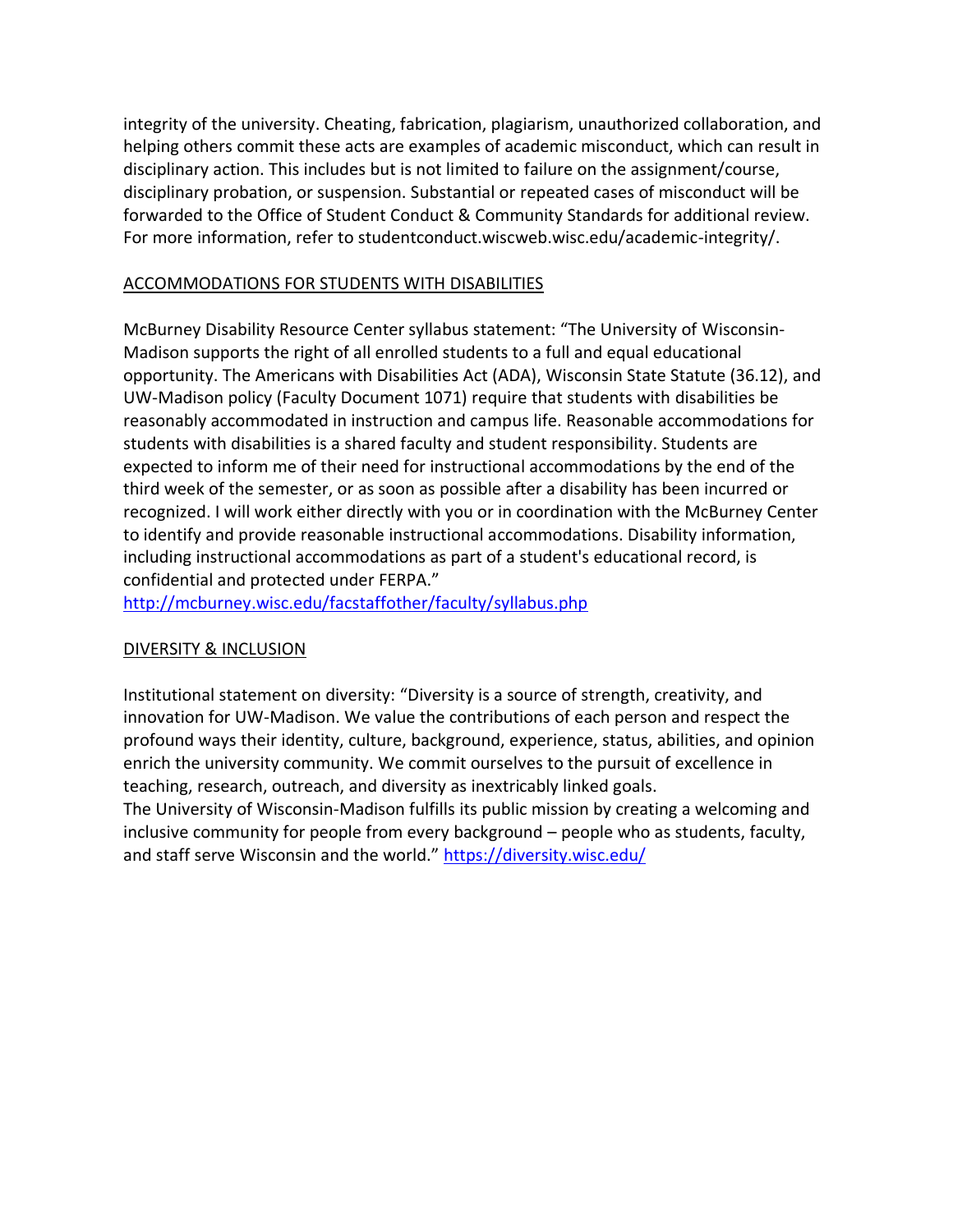integrity of the university. Cheating, fabrication, plagiarism, unauthorized collaboration, and helping others commit these acts are examples of academic misconduct, which can result in disciplinary action. This includes but is not limited to failure on the assignment/course, disciplinary probation, or suspension. Substantial or repeated cases of misconduct will be forwarded to the Office of Student Conduct & Community Standards for additional review. For more information, refer to studentconduct.wiscweb.wisc.edu/academic-integrity/.

## ACCOMMODATIONS FOR STUDENTS WITH DISABILITIES

McBurney Disability Resource Center syllabus statement: "The University of Wisconsin-Madison supports the right of all enrolled students to a full and equal educational opportunity. The Americans with Disabilities Act (ADA), Wisconsin State Statute (36.12), and UW-Madison policy (Faculty Document 1071) require that students with disabilities be reasonably accommodated in instruction and campus life. Reasonable accommodations for students with disabilities is a shared faculty and student responsibility. Students are expected to inform me of their need for instructional accommodations by the end of the third week of the semester, or as soon as possible after a disability has been incurred or recognized. I will work either directly with you or in coordination with the McBurney Center to identify and provide reasonable instructional accommodations. Disability information, including instructional accommodations as part of a student's educational record, is confidential and protected under FERPA."
http://mcburney.wisc.edu/facstaffother/faculty/syllabus.php

## DIVERSITY & INCLUSION

Institutional statement on diversity: "Diversity is a source of strength, creativity, and innovation for UW-Madison. We value the contributions of each person and respect the profound ways their identity, culture, background, experience, status, abilities, and opinion enrich the university community. We commit ourselves to the pursuit of excellence in teaching, research, outreach, and diversity as inextricably linked goals.
The University of Wisconsin-Madison fulfills its public mission by creating a welcoming and inclusive community for people from every background – people who as students, faculty, and staff serve Wisconsin and the world." https://diversity.wisc.edu/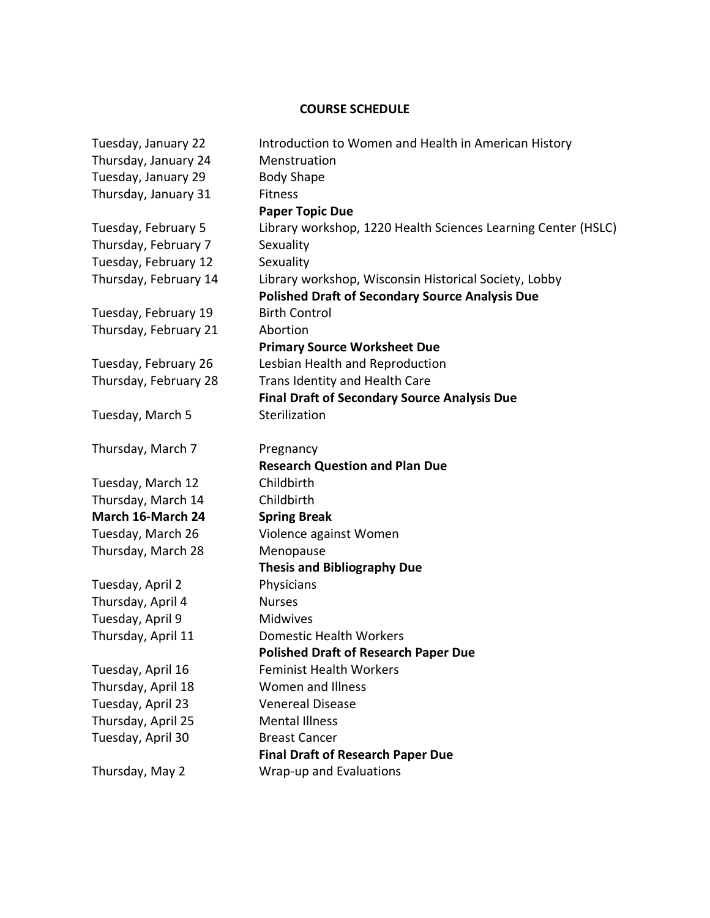**COURSE SCHEDULE**

| | |
|---|---|
| Tuesday, January 22 | Introduction to Women and Health in American History |
| Thursday, January 24 | Menstruation |
| Tuesday, January 29 | Body Shape |
| Thursday, January 31 | Fitness<br>**Paper Topic Due** |
| Tuesday, February 5 | Library workshop, 1220 Health Sciences Learning Center (HSLC) |
| Thursday, February 7 | Sexuality |
| Tuesday, February 12 | Sexuality |
| Thursday, February 14 | Library workshop, Wisconsin Historical Society, Lobby<br>**Polished Draft of Secondary Source Analysis Due** |
| Tuesday, February 19 | Birth Control |
| Thursday, February 21 | Abortion<br>**Primary Source Worksheet Due** |
| Tuesday, February 26 | Lesbian Health and Reproduction |
| Thursday, February 28 | Trans Identity and Health Care<br>**Final Draft of Secondary Source Analysis Due** |
| Tuesday, March 5 | Sterilization |
| Thursday, March 7 | Pregnancy<br>**Research Question and Plan Due** |
| Tuesday, March 12 | Childbirth |
| Thursday, March 14 | Childbirth |
| **March 16-March 24** | **Spring Break** |
| Tuesday, March 26 | Violence against Women |
| Thursday, March 28 | Menopause<br>**Thesis and Bibliography Due** |
| Tuesday, April 2 | Physicians |
| Thursday, April 4 | Nurses |
| Tuesday, April 9 | Midwives |
| Thursday, April 11 | Domestic Health Workers<br>**Polished Draft of Research Paper Due** |
| Tuesday, April 16 | Feminist Health Workers |
| Thursday, April 18 | Women and Illness |
| Tuesday, April 23 | Venereal Disease |
| Thursday, April 25 | Mental Illness |
| Tuesday, April 30 | Breast Cancer<br>**Final Draft of Research Paper Due** |
| Thursday, May 2 | Wrap-up and Evaluations |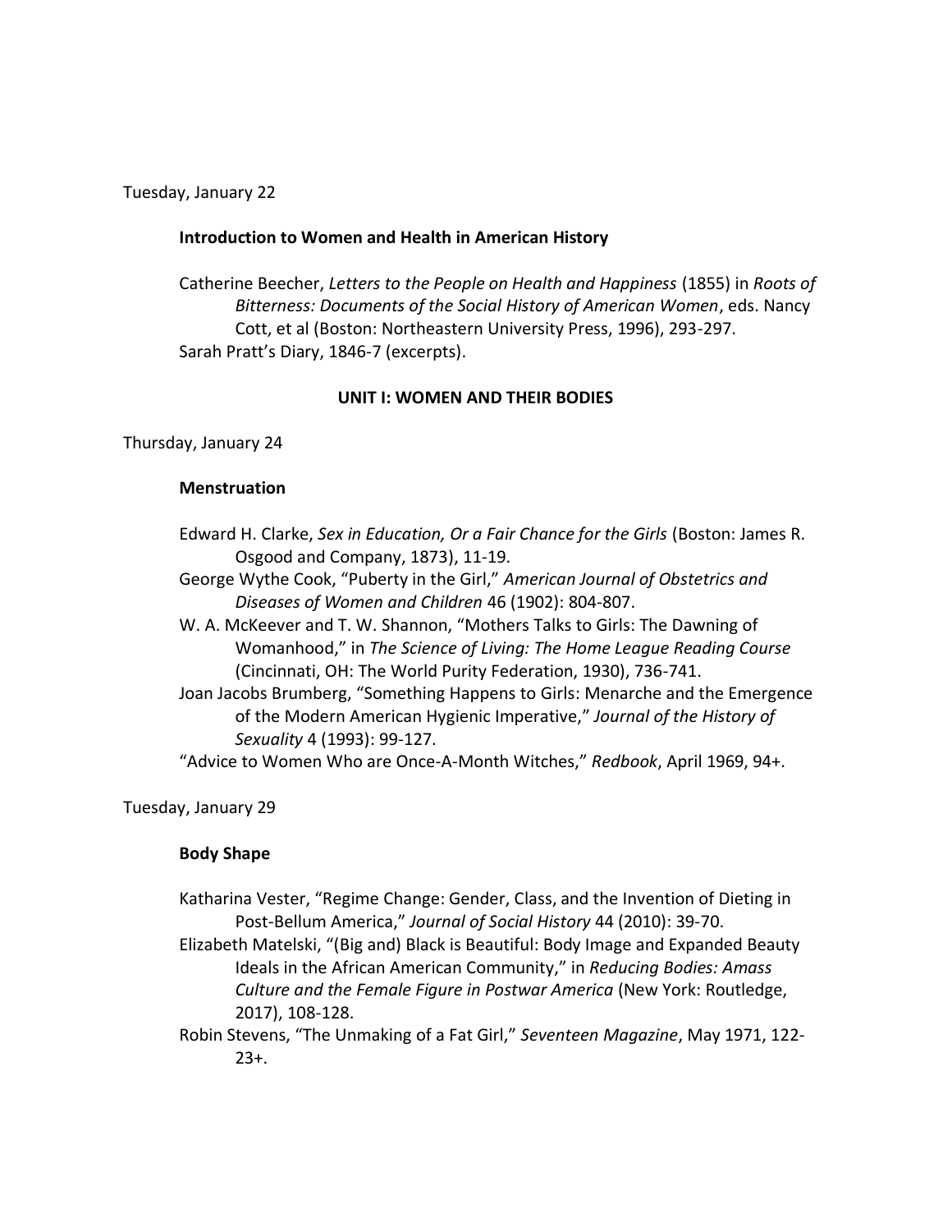Tuesday, January 22

**Introduction to Women and Health in American History**

Catherine Beecher, *Letters to the People on Health and Happiness* (1855) in *Roots of Bitterness: Documents of the Social History of American Women*, eds. Nancy Cott, et al (Boston: Northeastern University Press, 1996), 293-297.
Sarah Pratt's Diary, 1846-7 (excerpts).

**UNIT I: WOMEN AND THEIR BODIES**

Thursday, January 24

**Menstruation**

Edward H. Clarke, *Sex in Education, Or a Fair Chance for the Girls* (Boston: James R. Osgood and Company, 1873), 11-19.
George Wythe Cook, "Puberty in the Girl," *American Journal of Obstetrics and Diseases of Women and Children* 46 (1902): 804-807.
W. A. McKeever and T. W. Shannon, "Mothers Talks to Girls: The Dawning of Womanhood," in *The Science of Living: The Home League Reading Course* (Cincinnati, OH: The World Purity Federation, 1930), 736-741.
Joan Jacobs Brumberg, "Something Happens to Girls: Menarche and the Emergence of the Modern American Hygienic Imperative," *Journal of the History of Sexuality* 4 (1993): 99-127.
"Advice to Women Who are Once-A-Month Witches," *Redbook*, April 1969, 94+.

Tuesday, January 29

**Body Shape**

Katharina Vester, "Regime Change: Gender, Class, and the Invention of Dieting in Post-Bellum America," *Journal of Social History* 44 (2010): 39-70.
Elizabeth Matelski, "(Big and) Black is Beautiful: Body Image and Expanded Beauty Ideals in the African American Community," in *Reducing Bodies: Amass Culture and the Female Figure in Postwar America* (New York: Routledge, 2017), 108-128.
Robin Stevens, "The Unmaking of a Fat Girl," *Seventeen Magazine*, May 1971, 122-23+.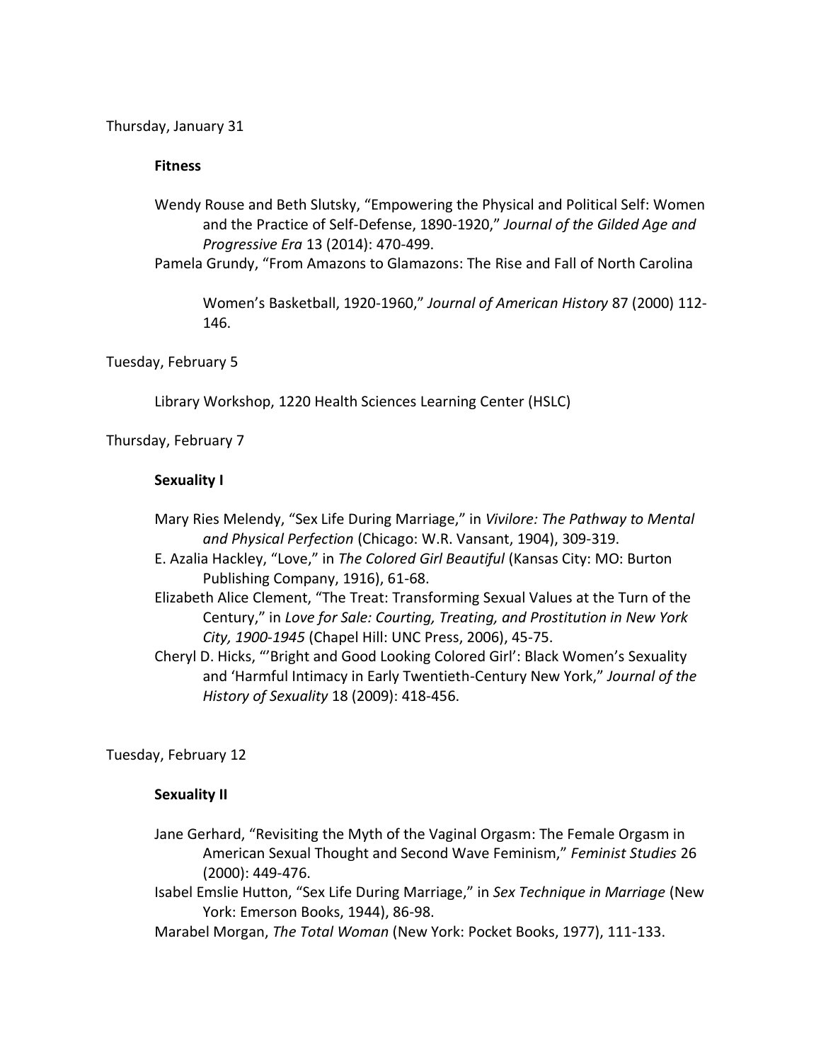Thursday, January 31

**Fitness**

Wendy Rouse and Beth Slutsky, "Empowering the Physical and Political Self: Women and the Practice of Self-Defense, 1890-1920," *Journal of the Gilded Age and Progressive Era* 13 (2014): 470-499.

Pamela Grundy, "From Amazons to Glamazons: The Rise and Fall of North Carolina Women's Basketball, 1920-1960," *Journal of American History* 87 (2000) 112-146.

Tuesday, February 5

Library Workshop, 1220 Health Sciences Learning Center (HSLC)

Thursday, February 7

**Sexuality I**

Mary Ries Melendy, "Sex Life During Marriage," in *Vivilore: The Pathway to Mental and Physical Perfection* (Chicago: W.R. Vansant, 1904), 309-319.

E. Azalia Hackley, "Love," in *The Colored Girl Beautiful* (Kansas City: MO: Burton Publishing Company, 1916), 61-68.

Elizabeth Alice Clement, "The Treat: Transforming Sexual Values at the Turn of the Century," in *Love for Sale: Courting, Treating, and Prostitution in New York City, 1900-1945* (Chapel Hill: UNC Press, 2006), 45-75.

Cheryl D. Hicks, "'Bright and Good Looking Colored Girl': Black Women's Sexuality and 'Harmful Intimacy in Early Twentieth-Century New York," *Journal of the History of Sexuality* 18 (2009): 418-456.

Tuesday, February 12

**Sexuality II**

Jane Gerhard, "Revisiting the Myth of the Vaginal Orgasm: The Female Orgasm in American Sexual Thought and Second Wave Feminism," *Feminist Studies* 26 (2000): 449-476.

Isabel Emslie Hutton, "Sex Life During Marriage," in *Sex Technique in Marriage* (New York: Emerson Books, 1944), 86-98.

Marabel Morgan, *The Total Woman* (New York: Pocket Books, 1977), 111-133.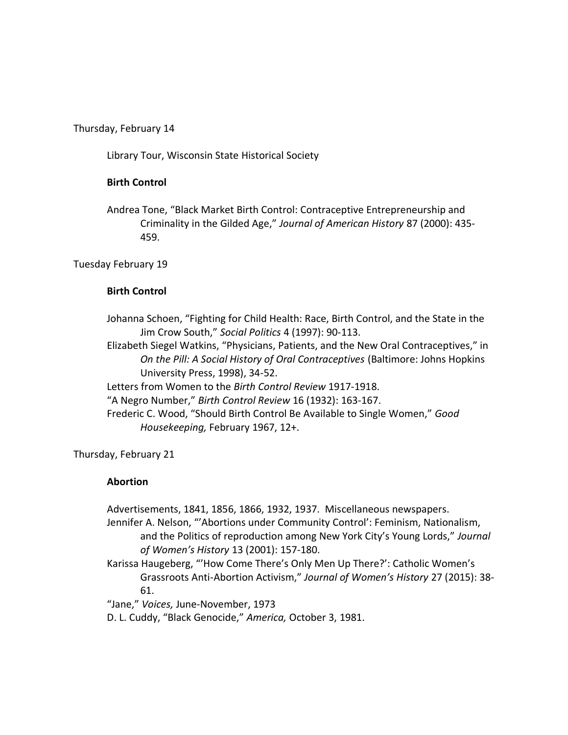Thursday, February 14

Library Tour, Wisconsin State Historical Society

**Birth Control**

Andrea Tone, "Black Market Birth Control: Contraceptive Entrepreneurship and Criminality in the Gilded Age," *Journal of American History* 87 (2000): 435-459.

Tuesday February 19

**Birth Control**

Johanna Schoen, "Fighting for Child Health: Race, Birth Control, and the State in the Jim Crow South," *Social Politics* 4 (1997): 90-113.

Elizabeth Siegel Watkins, "Physicians, Patients, and the New Oral Contraceptives," in *On the Pill: A Social History of Oral Contraceptives* (Baltimore: Johns Hopkins University Press, 1998), 34-52.

Letters from Women to the *Birth Control Review* 1917-1918.

"A Negro Number," *Birth Control Review* 16 (1932): 163-167.

Frederic C. Wood, "Should Birth Control Be Available to Single Women," *Good Housekeeping,* February 1967, 12+.

Thursday, February 21

**Abortion**

Advertisements, 1841, 1856, 1866, 1932, 1937. Miscellaneous newspapers.

Jennifer A. Nelson, "'Abortions under Community Control': Feminism, Nationalism, and the Politics of reproduction among New York City's Young Lords," *Journal of Women's History* 13 (2001): 157-180.

Karissa Haugeberg, "'How Come There's Only Men Up There?': Catholic Women's Grassroots Anti-Abortion Activism," *Journal of Women's History* 27 (2015): 38-61.

"Jane," *Voices,* June-November, 1973

D. L. Cuddy, "Black Genocide," *America,* October 3, 1981.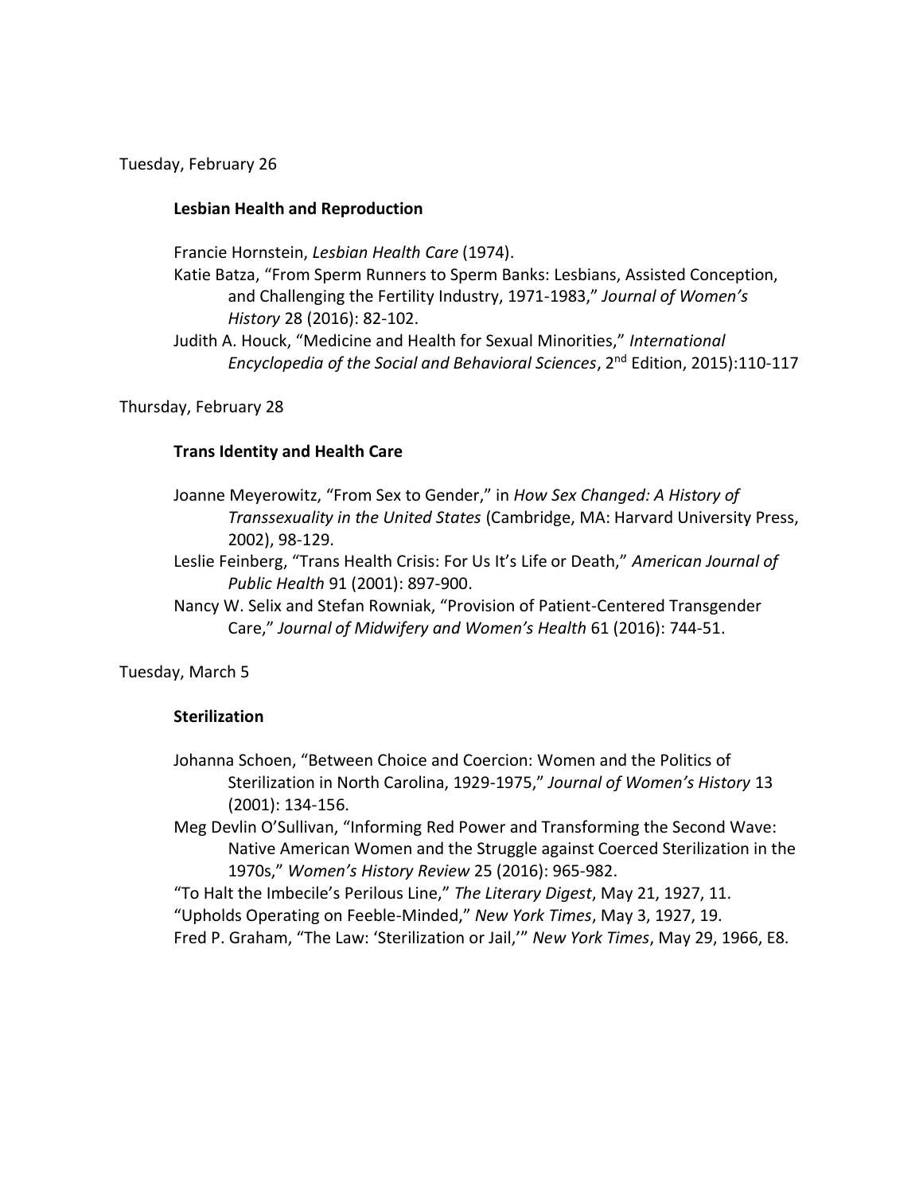Tuesday, February 26

**Lesbian Health and Reproduction**

Francie Hornstein, *Lesbian Health Care* (1974).

Katie Batza, "From Sperm Runners to Sperm Banks: Lesbians, Assisted Conception, and Challenging the Fertility Industry, 1971-1983," *Journal of Women's History* 28 (2016): 82-102.

Judith A. Houck, "Medicine and Health for Sexual Minorities," *International Encyclopedia of the Social and Behavioral Sciences*, 2nd Edition, 2015):110-117

Thursday, February 28

**Trans Identity and Health Care**

Joanne Meyerowitz, "From Sex to Gender," in *How Sex Changed: A History of Transsexuality in the United States* (Cambridge, MA: Harvard University Press, 2002), 98-129.

Leslie Feinberg, "Trans Health Crisis: For Us It's Life or Death," *American Journal of Public Health* 91 (2001): 897-900.

Nancy W. Selix and Stefan Rowniak, "Provision of Patient-Centered Transgender Care," *Journal of Midwifery and Women's Health* 61 (2016): 744-51.

Tuesday, March 5

**Sterilization**

Johanna Schoen, "Between Choice and Coercion: Women and the Politics of Sterilization in North Carolina, 1929-1975," *Journal of Women's History* 13 (2001): 134-156.

Meg Devlin O'Sullivan, "Informing Red Power and Transforming the Second Wave: Native American Women and the Struggle against Coerced Sterilization in the 1970s," *Women's History Review* 25 (2016): 965-982.

"To Halt the Imbecile's Perilous Line," *The Literary Digest*, May 21, 1927, 11.

"Upholds Operating on Feeble-Minded," *New York Times*, May 3, 1927, 19.

Fred P. Graham, "The Law: 'Sterilization or Jail,'" *New York Times*, May 29, 1966, E8.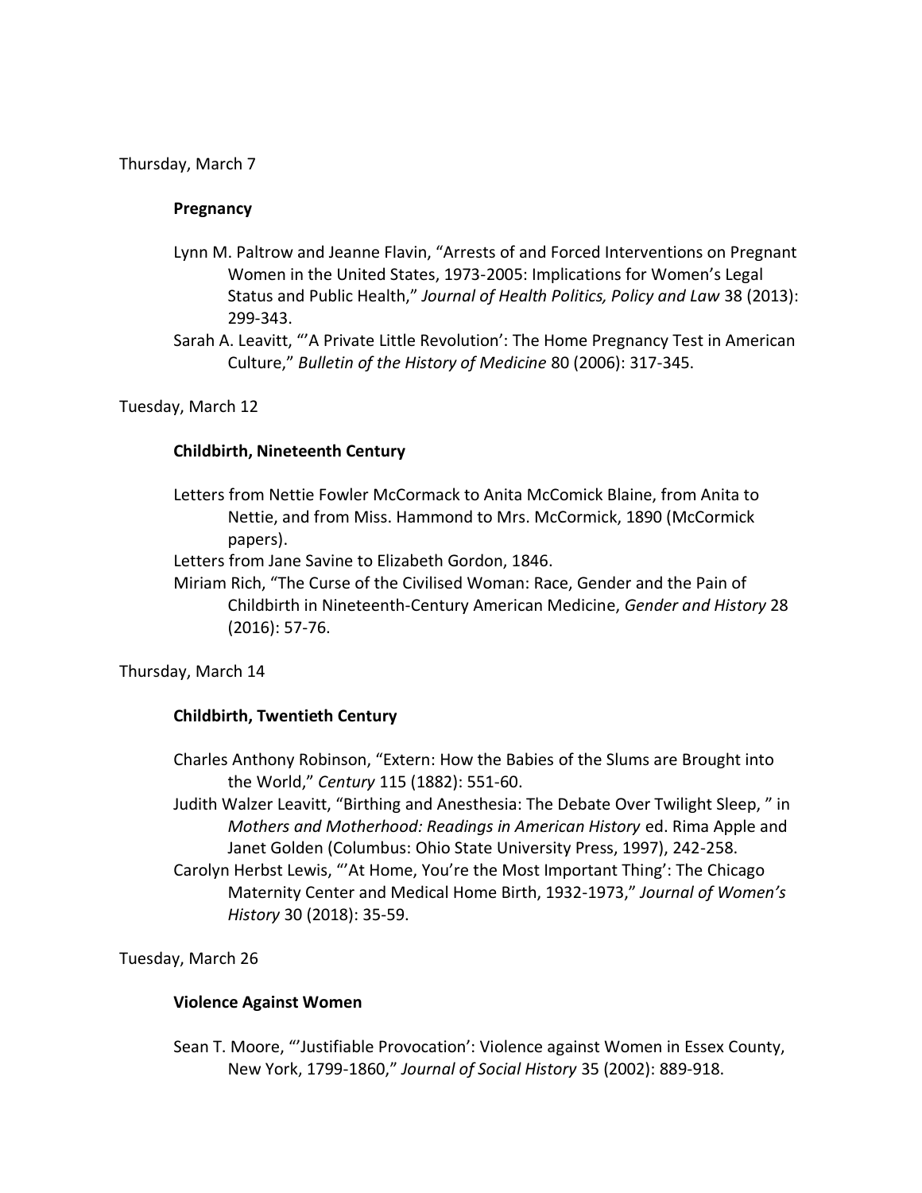Thursday, March 7

**Pregnancy**

Lynn M. Paltrow and Jeanne Flavin, "Arrests of and Forced Interventions on Pregnant Women in the United States, 1973-2005: Implications for Women's Legal Status and Public Health," *Journal of Health Politics, Policy and Law* 38 (2013): 299-343.

Sarah A. Leavitt, "'A Private Little Revolution': The Home Pregnancy Test in American Culture," *Bulletin of the History of Medicine* 80 (2006): 317-345.

Tuesday, March 12

**Childbirth, Nineteenth Century**

Letters from Nettie Fowler McCormack to Anita McComick Blaine, from Anita to Nettie, and from Miss. Hammond to Mrs. McCormick, 1890 (McCormick papers).

Letters from Jane Savine to Elizabeth Gordon, 1846.

Miriam Rich, "The Curse of the Civilised Woman: Race, Gender and the Pain of Childbirth in Nineteenth-Century American Medicine, *Gender and History* 28 (2016): 57-76.

Thursday, March 14

**Childbirth, Twentieth Century**

Charles Anthony Robinson, "Extern: How the Babies of the Slums are Brought into the World," *Century* 115 (1882): 551-60.

Judith Walzer Leavitt, "Birthing and Anesthesia: The Debate Over Twilight Sleep, " in *Mothers and Motherhood: Readings in American History* ed. Rima Apple and Janet Golden (Columbus: Ohio State University Press, 1997), 242-258.

Carolyn Herbst Lewis, "'At Home, You're the Most Important Thing': The Chicago Maternity Center and Medical Home Birth, 1932-1973," *Journal of Women's History* 30 (2018): 35-59.

Tuesday, March 26

**Violence Against Women**

Sean T. Moore, "'Justifiable Provocation': Violence against Women in Essex County, New York, 1799-1860," *Journal of Social History* 35 (2002): 889-918.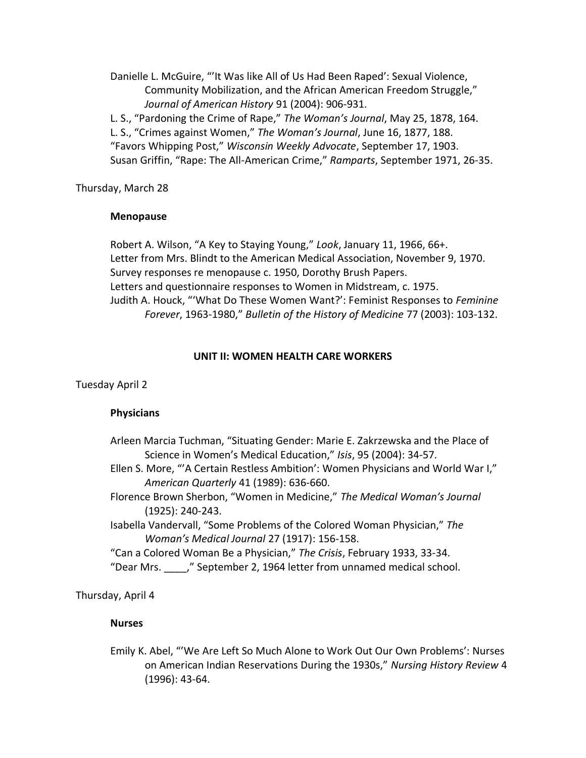Danielle L. McGuire, "'It Was like All of Us Had Been Raped': Sexual Violence, Community Mobilization, and the African American Freedom Struggle," *Journal of American History* 91 (2004): 906-931.

L. S., "Pardoning the Crime of Rape," *The Woman's Journal*, May 25, 1878, 164.

L. S., "Crimes against Women," *The Woman's Journal*, June 16, 1877, 188.

"Favors Whipping Post," *Wisconsin Weekly Advocate*, September 17, 1903.

Susan Griffin, "Rape: The All-American Crime," *Ramparts*, September 1971, 26-35.

Thursday, March 28

**Menopause**

Robert A. Wilson, "A Key to Staying Young," *Look*, January 11, 1966, 66+.

Letter from Mrs. Blindt to the American Medical Association, November 9, 1970.

Survey responses re menopause c. 1950, Dorothy Brush Papers.

Letters and questionnaire responses to Women in Midstream, c. 1975.

Judith A. Houck, "'What Do These Women Want?': Feminist Responses to *Feminine Forever*, 1963-1980," *Bulletin of the History of Medicine* 77 (2003): 103-132.

## UNIT II: WOMEN HEALTH CARE WORKERS

Tuesday April 2

**Physicians**

Arleen Marcia Tuchman, "Situating Gender: Marie E. Zakrzewska and the Place of Science in Women's Medical Education," *Isis*, 95 (2004): 34-57.

Ellen S. More, "'A Certain Restless Ambition': Women Physicians and World War I," *American Quarterly* 41 (1989): 636-660.

Florence Brown Sherbon, "Women in Medicine," *The Medical Woman's Journal* (1925): 240-243.

Isabella Vandervall, "Some Problems of the Colored Woman Physician," *The Woman's Medical Journal* 27 (1917): 156-158.

"Can a Colored Woman Be a Physician," *The Crisis*, February 1933, 33-34.

"Dear Mrs. ____," September 2, 1964 letter from unnamed medical school.

Thursday, April 4

**Nurses**

Emily K. Abel, "'We Are Left So Much Alone to Work Out Our Own Problems': Nurses on American Indian Reservations During the 1930s," *Nursing History Review* 4 (1996): 43-64.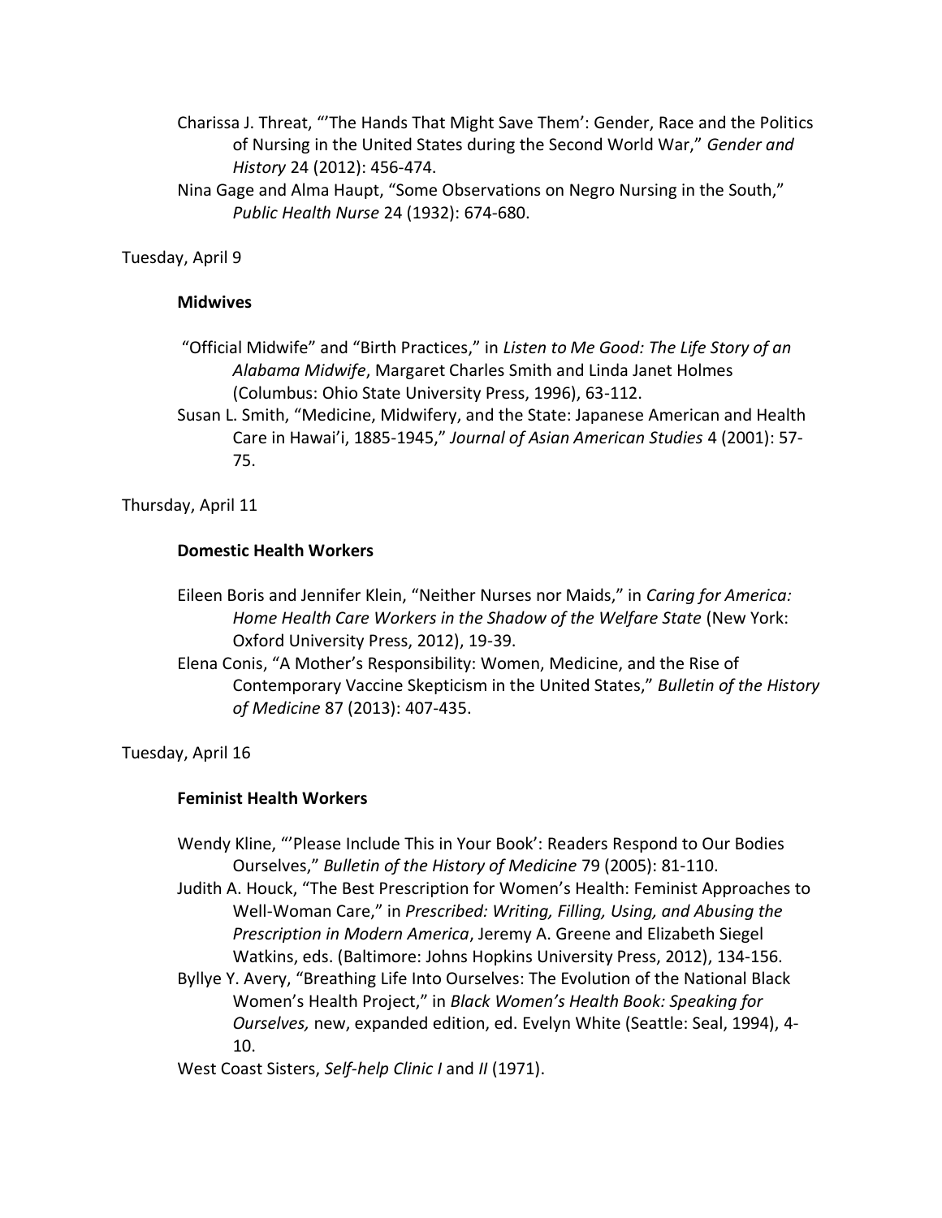Charissa J. Threat, "'The Hands That Might Save Them': Gender, Race and the Politics of Nursing in the United States during the Second World War," *Gender and History* 24 (2012): 456-474.

Nina Gage and Alma Haupt, "Some Observations on Negro Nursing in the South," *Public Health Nurse* 24 (1932): 674-680.

Tuesday, April 9

**Midwives**

"Official Midwife" and "Birth Practices," in *Listen to Me Good: The Life Story of an Alabama Midwife*, Margaret Charles Smith and Linda Janet Holmes (Columbus: Ohio State University Press, 1996), 63-112.

Susan L. Smith, "Medicine, Midwifery, and the State: Japanese American and Health Care in Hawai'i, 1885-1945," *Journal of Asian American Studies* 4 (2001): 57-75.

Thursday, April 11

**Domestic Health Workers**

Eileen Boris and Jennifer Klein, "Neither Nurses nor Maids," in *Caring for America: Home Health Care Workers in the Shadow of the Welfare State* (New York: Oxford University Press, 2012), 19-39.

Elena Conis, "A Mother's Responsibility: Women, Medicine, and the Rise of Contemporary Vaccine Skepticism in the United States," *Bulletin of the History of Medicine* 87 (2013): 407-435.

Tuesday, April 16

**Feminist Health Workers**

Wendy Kline, "'Please Include This in Your Book': Readers Respond to Our Bodies Ourselves," *Bulletin of the History of Medicine* 79 (2005): 81-110.

Judith A. Houck, "The Best Prescription for Women's Health: Feminist Approaches to Well-Woman Care," in *Prescribed: Writing, Filling, Using, and Abusing the Prescription in Modern America*, Jeremy A. Greene and Elizabeth Siegel Watkins, eds. (Baltimore: Johns Hopkins University Press, 2012), 134-156.

Byllye Y. Avery, "Breathing Life Into Ourselves: The Evolution of the National Black Women's Health Project," in *Black Women's Health Book: Speaking for Ourselves,* new, expanded edition, ed. Evelyn White (Seattle: Seal, 1994), 4-10.

West Coast Sisters, *Self-help Clinic I* and *II* (1971).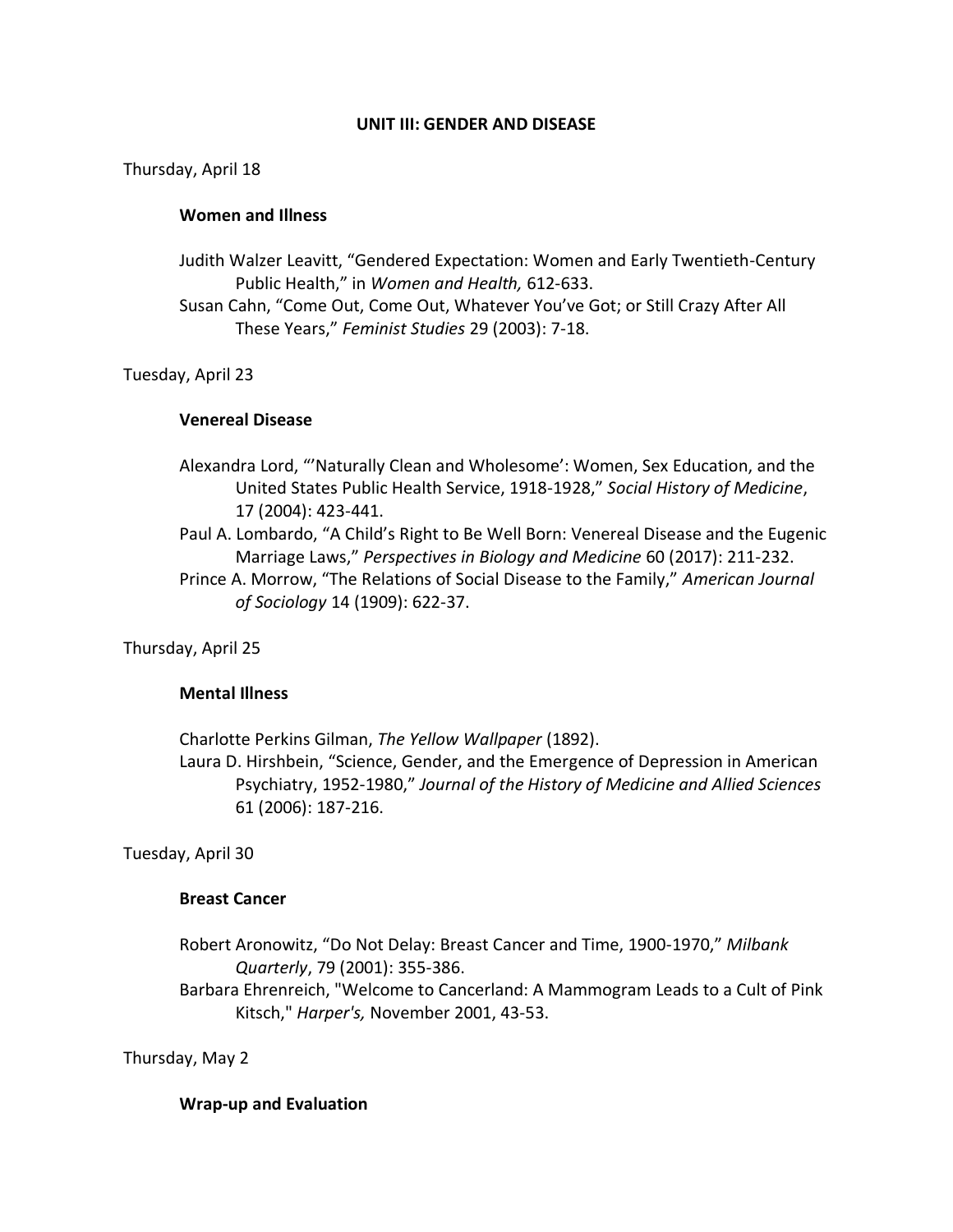## UNIT III: GENDER AND DISEASE

Thursday, April 18

**Women and Illness**

Judith Walzer Leavitt, "Gendered Expectation: Women and Early Twentieth-Century Public Health," in *Women and Health,* 612-633.

Susan Cahn, "Come Out, Come Out, Whatever You've Got; or Still Crazy After All These Years," *Feminist Studies* 29 (2003): 7-18.

Tuesday, April 23

**Venereal Disease**

Alexandra Lord, "'Naturally Clean and Wholesome': Women, Sex Education, and the United States Public Health Service, 1918-1928," *Social History of Medicine*, 17 (2004): 423-441.

Paul A. Lombardo, "A Child's Right to Be Well Born: Venereal Disease and the Eugenic Marriage Laws," *Perspectives in Biology and Medicine* 60 (2017): 211-232.

Prince A. Morrow, "The Relations of Social Disease to the Family," *American Journal of Sociology* 14 (1909): 622-37.

Thursday, April 25

**Mental Illness**

Charlotte Perkins Gilman, *The Yellow Wallpaper* (1892).

Laura D. Hirshbein, "Science, Gender, and the Emergence of Depression in American Psychiatry, 1952-1980," *Journal of the History of Medicine and Allied Sciences* 61 (2006): 187-216.

Tuesday, April 30

**Breast Cancer**

Robert Aronowitz, "Do Not Delay: Breast Cancer and Time, 1900-1970," *Milbank Quarterly*, 79 (2001): 355-386.

Barbara Ehrenreich, "Welcome to Cancerland: A Mammogram Leads to a Cult of Pink Kitsch," *Harper's,* November 2001, 43-53.

Thursday, May 2

**Wrap-up and Evaluation**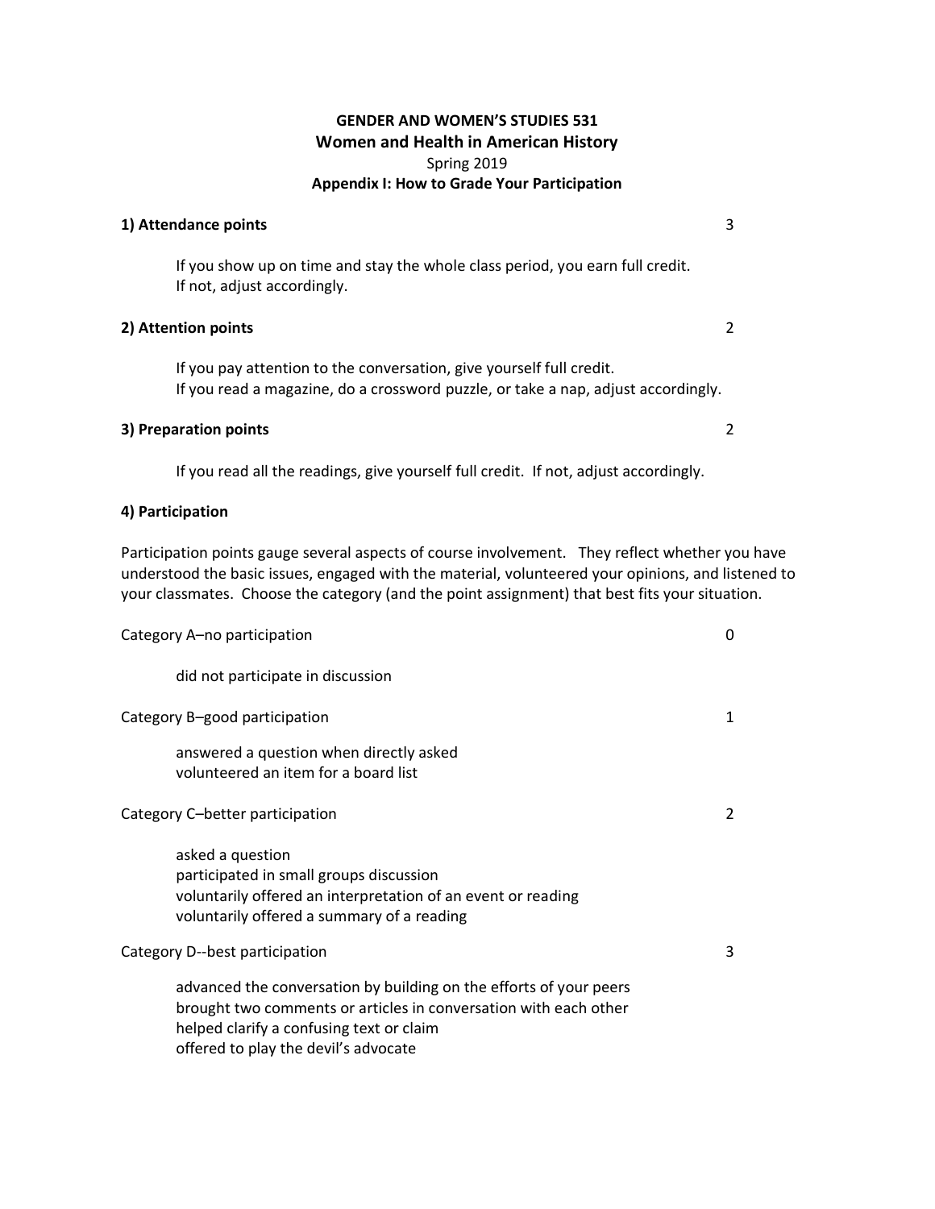**GENDER AND WOMEN'S STUDIES 531**

**Women and Health in American History**

Spring 2019

**Appendix I: How to Grade Your Participation**

**1) Attendance points** 3

If you show up on time and stay the whole class period, you earn full credit.
If not, adjust accordingly.

**2) Attention points** 2

If you pay attention to the conversation, give yourself full credit.
If you read a magazine, do a crossword puzzle, or take a nap, adjust accordingly.

**3) Preparation points** 2

If you read all the readings, give yourself full credit. If not, adjust accordingly.

**4) Participation**

Participation points gauge several aspects of course involvement. They reflect whether you have understood the basic issues, engaged with the material, volunteered your opinions, and listened to your classmates. Choose the category (and the point assignment) that best fits your situation.

Category A–no participation 0

did not participate in discussion

Category B–good participation 1

answered a question when directly asked
volunteered an item for a board list

Category C–better participation 2

asked a question
participated in small groups discussion
voluntarily offered an interpretation of an event or reading
voluntarily offered a summary of a reading

Category D--best participation 3

advanced the conversation by building on the efforts of your peers
brought two comments or articles in conversation with each other
helped clarify a confusing text or claim
offered to play the devil's advocate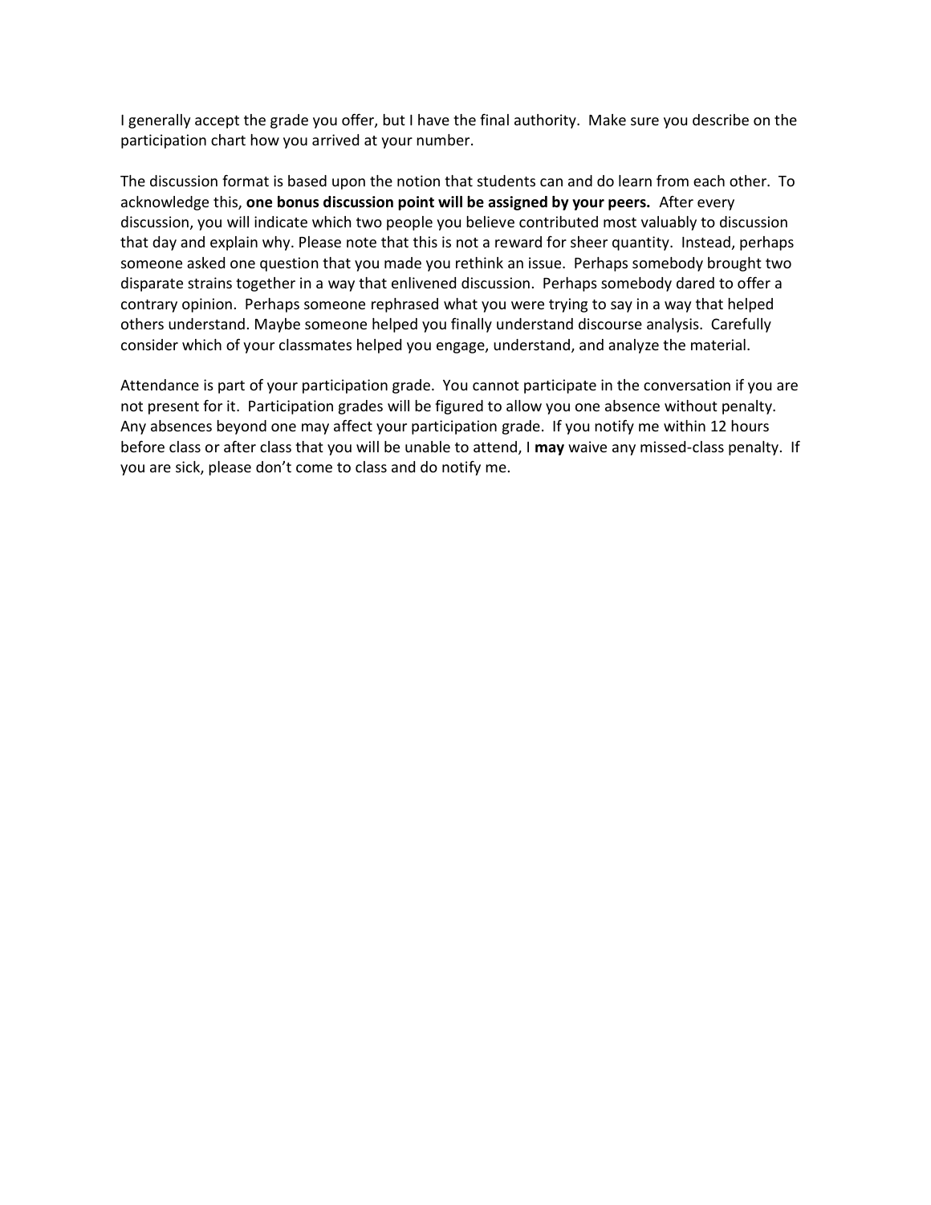I generally accept the grade you offer, but I have the final authority.  Make sure you describe on the participation chart how you arrived at your number.

The discussion format is based upon the notion that students can and do learn from each other.  To acknowledge this, **one bonus discussion point will be assigned by your peers.**  After every discussion, you will indicate which two people you believe contributed most valuably to discussion that day and explain why. Please note that this is not a reward for sheer quantity.  Instead, perhaps someone asked one question that you made you rethink an issue.  Perhaps somebody brought two disparate strains together in a way that enlivened discussion.  Perhaps somebody dared to offer a contrary opinion.  Perhaps someone rephrased what you were trying to say in a way that helped others understand. Maybe someone helped you finally understand discourse analysis.  Carefully consider which of your classmates helped you engage, understand, and analyze the material.

Attendance is part of your participation grade.  You cannot participate in the conversation if you are not present for it.  Participation grades will be figured to allow you one absence without penalty.  Any absences beyond one may affect your participation grade.  If you notify me within 12 hours before class or after class that you will be unable to attend, I **may** waive any missed-class penalty.  If you are sick, please don't come to class and do notify me.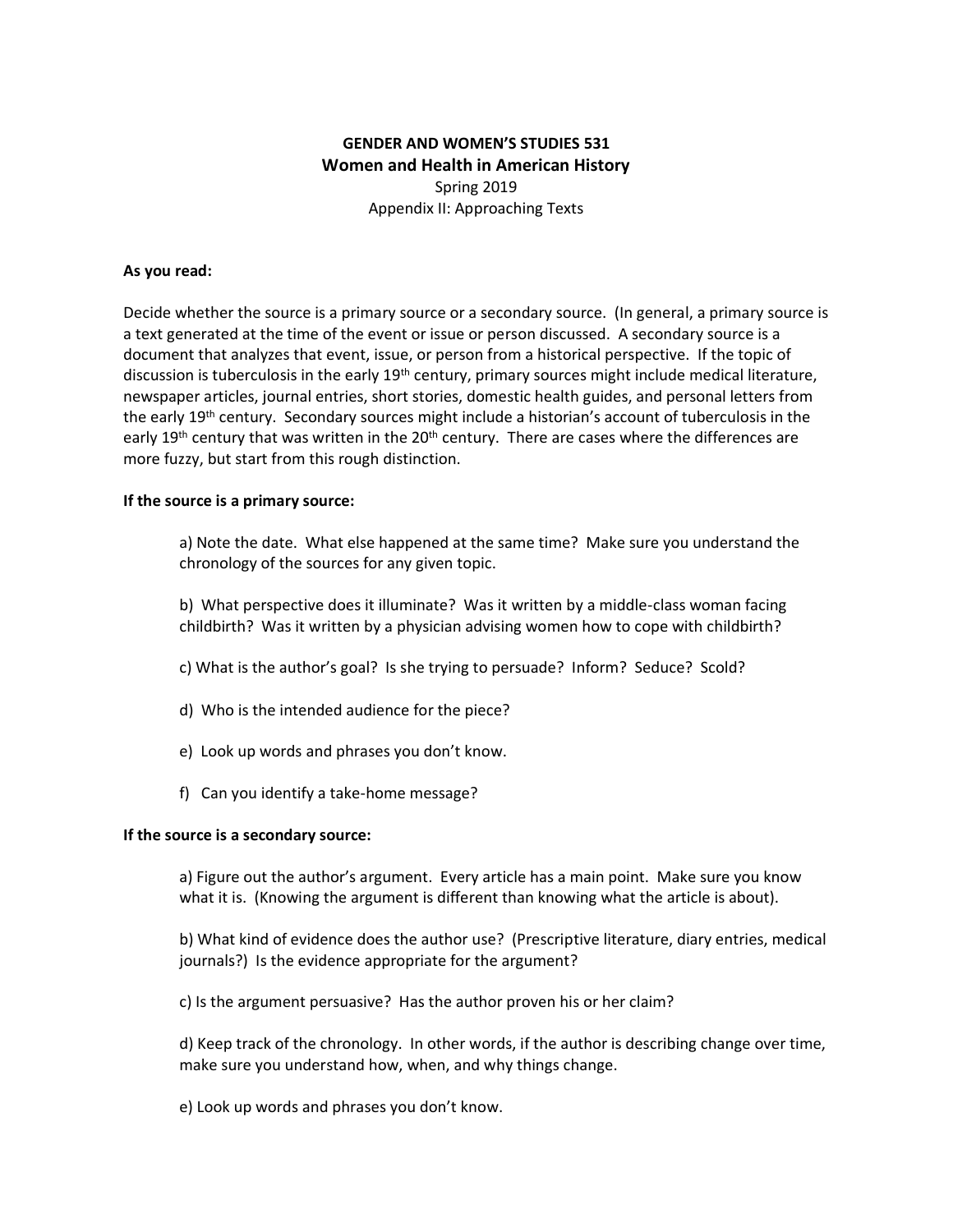**GENDER AND WOMEN'S STUDIES 531**
**Women and Health in American History**
Spring 2019
Appendix II: Approaching Texts

**As you read:**

Decide whether the source is a primary source or a secondary source. (In general, a primary source is a text generated at the time of the event or issue or person discussed. A secondary source is a document that analyzes that event, issue, or person from a historical perspective. If the topic of discussion is tuberculosis in the early 19th century, primary sources might include medical literature, newspaper articles, journal entries, short stories, domestic health guides, and personal letters from the early 19th century. Secondary sources might include a historian's account of tuberculosis in the early 19th century that was written in the 20th century. There are cases where the differences are more fuzzy, but start from this rough distinction.

**If the source is a primary source:**

a) Note the date. What else happened at the same time? Make sure you understand the chronology of the sources for any given topic.

b) What perspective does it illuminate? Was it written by a middle-class woman facing childbirth? Was it written by a physician advising women how to cope with childbirth?

c) What is the author's goal? Is she trying to persuade? Inform? Seduce? Scold?

d) Who is the intended audience for the piece?

e) Look up words and phrases you don't know.

f) Can you identify a take-home message?

**If the source is a secondary source:**

a) Figure out the author's argument. Every article has a main point. Make sure you know what it is. (Knowing the argument is different than knowing what the article is about).

b) What kind of evidence does the author use? (Prescriptive literature, diary entries, medical journals?) Is the evidence appropriate for the argument?

c) Is the argument persuasive? Has the author proven his or her claim?

d) Keep track of the chronology. In other words, if the author is describing change over time, make sure you understand how, when, and why things change.

e) Look up words and phrases you don't know.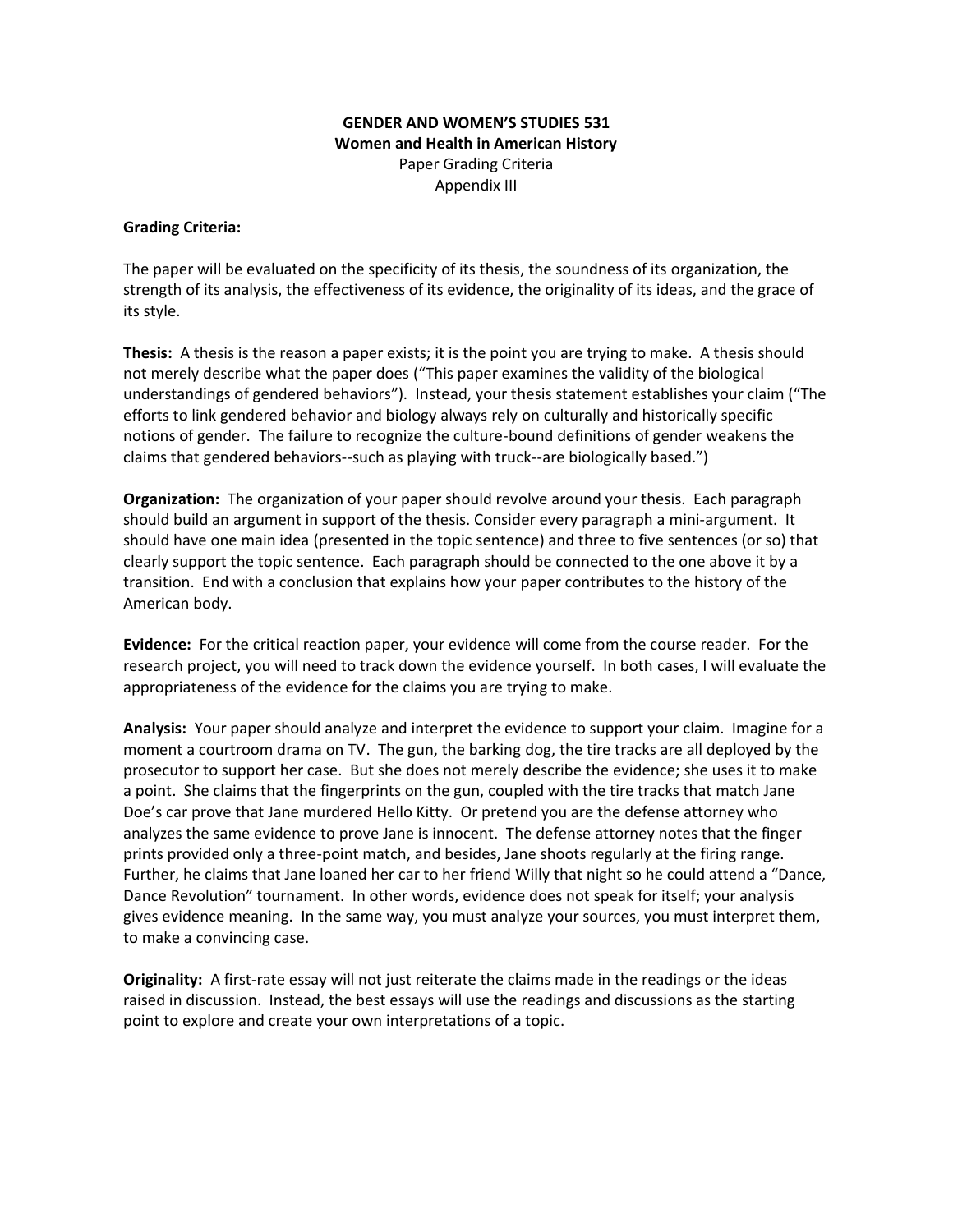**GENDER AND WOMEN'S STUDIES 531**
**Women and Health in American History**
Paper Grading Criteria
Appendix III

**Grading Criteria:**

The paper will be evaluated on the specificity of its thesis, the soundness of its organization, the strength of its analysis, the effectiveness of its evidence, the originality of its ideas, and the grace of its style.

**Thesis:** A thesis is the reason a paper exists; it is the point you are trying to make. A thesis should not merely describe what the paper does ("This paper examines the validity of the biological understandings of gendered behaviors"). Instead, your thesis statement establishes your claim ("The efforts to link gendered behavior and biology always rely on culturally and historically specific notions of gender. The failure to recognize the culture-bound definitions of gender weakens the claims that gendered behaviors--such as playing with truck--are biologically based.")

**Organization:** The organization of your paper should revolve around your thesis. Each paragraph should build an argument in support of the thesis. Consider every paragraph a mini-argument. It should have one main idea (presented in the topic sentence) and three to five sentences (or so) that clearly support the topic sentence. Each paragraph should be connected to the one above it by a transition. End with a conclusion that explains how your paper contributes to the history of the American body.

**Evidence:** For the critical reaction paper, your evidence will come from the course reader. For the research project, you will need to track down the evidence yourself. In both cases, I will evaluate the appropriateness of the evidence for the claims you are trying to make.

**Analysis:** Your paper should analyze and interpret the evidence to support your claim. Imagine for a moment a courtroom drama on TV. The gun, the barking dog, the tire tracks are all deployed by the prosecutor to support her case. But she does not merely describe the evidence; she uses it to make a point. She claims that the fingerprints on the gun, coupled with the tire tracks that match Jane Doe's car prove that Jane murdered Hello Kitty. Or pretend you are the defense attorney who analyzes the same evidence to prove Jane is innocent. The defense attorney notes that the finger prints provided only a three-point match, and besides, Jane shoots regularly at the firing range. Further, he claims that Jane loaned her car to her friend Willy that night so he could attend a "Dance, Dance Revolution" tournament. In other words, evidence does not speak for itself; your analysis gives evidence meaning. In the same way, you must analyze your sources, you must interpret them, to make a convincing case.

**Originality:** A first-rate essay will not just reiterate the claims made in the readings or the ideas raised in discussion. Instead, the best essays will use the readings and discussions as the starting point to explore and create your own interpretations of a topic.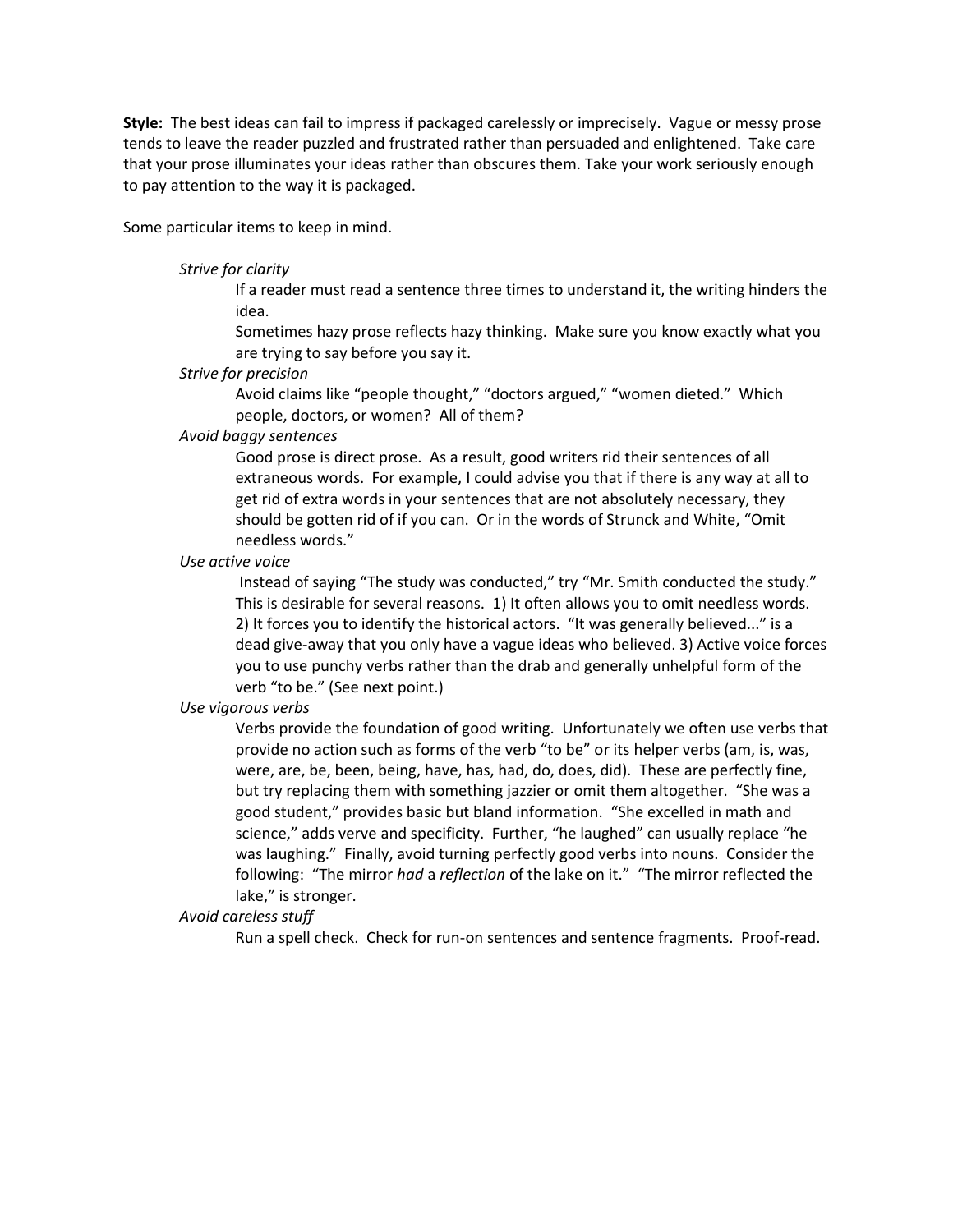**Style:** The best ideas can fail to impress if packaged carelessly or imprecisely. Vague or messy prose tends to leave the reader puzzled and frustrated rather than persuaded and enlightened. Take care that your prose illuminates your ideas rather than obscures them. Take your work seriously enough to pay attention to the way it is packaged.

Some particular items to keep in mind.

*Strive for clarity*

If a reader must read a sentence three times to understand it, the writing hinders the idea.

Sometimes hazy prose reflects hazy thinking. Make sure you know exactly what you are trying to say before you say it.

*Strive for precision*

Avoid claims like "people thought," "doctors argued," "women dieted." Which people, doctors, or women? All of them?

*Avoid baggy sentences*

Good prose is direct prose. As a result, good writers rid their sentences of all extraneous words. For example, I could advise you that if there is any way at all to get rid of extra words in your sentences that are not absolutely necessary, they should be gotten rid of if you can. Or in the words of Strunck and White, "Omit needless words."

*Use active voice*

Instead of saying "The study was conducted," try "Mr. Smith conducted the study." This is desirable for several reasons. 1) It often allows you to omit needless words. 2) It forces you to identify the historical actors. "It was generally believed..." is a dead give-away that you only have a vague ideas who believed. 3) Active voice forces you to use punchy verbs rather than the drab and generally unhelpful form of the verb "to be." (See next point.)

*Use vigorous verbs*

Verbs provide the foundation of good writing. Unfortunately we often use verbs that provide no action such as forms of the verb "to be" or its helper verbs (am, is, was, were, are, be, been, being, have, has, had, do, does, did). These are perfectly fine, but try replacing them with something jazzier or omit them altogether. "She was a good student," provides basic but bland information. "She excelled in math and science," adds verve and specificity. Further, "he laughed" can usually replace "he was laughing." Finally, avoid turning perfectly good verbs into nouns. Consider the following: "The mirror *had* a *reflection* of the lake on it." "The mirror reflected the lake," is stronger.

*Avoid careless stuff*

Run a spell check. Check for run-on sentences and sentence fragments. Proof-read.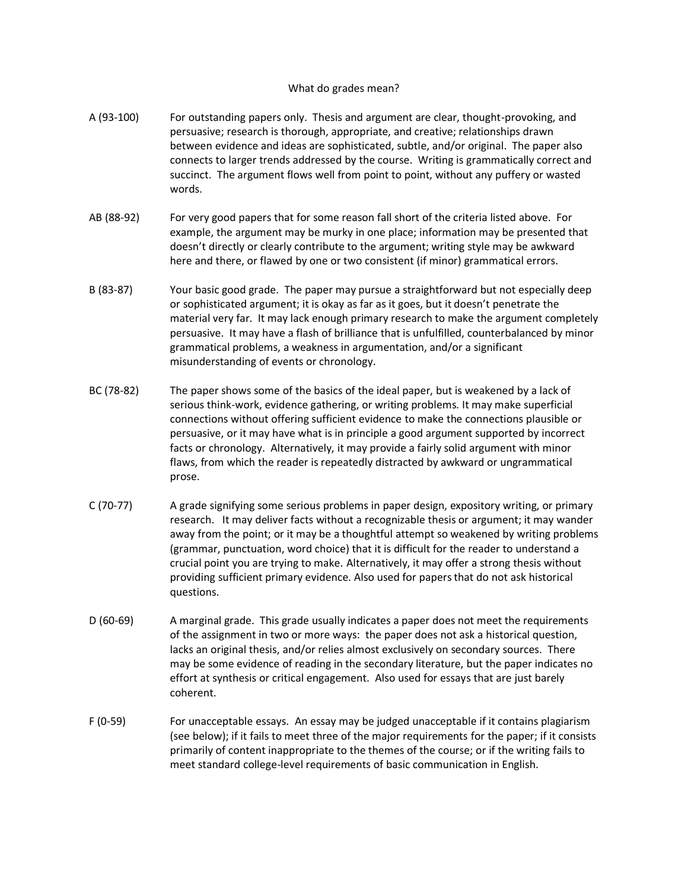## What do grades mean?

**A (93-100)** For outstanding papers only. Thesis and argument are clear, thought-provoking, and persuasive; research is thorough, appropriate, and creative; relationships drawn between evidence and ideas are sophisticated, subtle, and/or original. The paper also connects to larger trends addressed by the course. Writing is grammatically correct and succinct. The argument flows well from point to point, without any puffery or wasted words.

**AB (88-92)** For very good papers that for some reason fall short of the criteria listed above. For example, the argument may be murky in one place; information may be presented that doesn't directly or clearly contribute to the argument; writing style may be awkward here and there, or flawed by one or two consistent (if minor) grammatical errors.

**B (83-87)** Your basic good grade. The paper may pursue a straightforward but not especially deep or sophisticated argument; it is okay as far as it goes, but it doesn't penetrate the material very far. It may lack enough primary research to make the argument completely persuasive. It may have a flash of brilliance that is unfulfilled, counterbalanced by minor grammatical problems, a weakness in argumentation, and/or a significant misunderstanding of events or chronology.

**BC (78-82)** The paper shows some of the basics of the ideal paper, but is weakened by a lack of serious think-work, evidence gathering, or writing problems. It may make superficial connections without offering sufficient evidence to make the connections plausible or persuasive, or it may have what is in principle a good argument supported by incorrect facts or chronology. Alternatively, it may provide a fairly solid argument with minor flaws, from which the reader is repeatedly distracted by awkward or ungrammatical prose.

**C (70-77)** A grade signifying some serious problems in paper design, expository writing, or primary research. It may deliver facts without a recognizable thesis or argument; it may wander away from the point; or it may be a thoughtful attempt so weakened by writing problems (grammar, punctuation, word choice) that it is difficult for the reader to understand a crucial point you are trying to make. Alternatively, it may offer a strong thesis without providing sufficient primary evidence. Also used for papers that do not ask historical questions.

**D (60-69)** A marginal grade. This grade usually indicates a paper does not meet the requirements of the assignment in two or more ways: the paper does not ask a historical question, lacks an original thesis, and/or relies almost exclusively on secondary sources. There may be some evidence of reading in the secondary literature, but the paper indicates no effort at synthesis or critical engagement. Also used for essays that are just barely coherent.

**F (0-59)** For unacceptable essays. An essay may be judged unacceptable if it contains plagiarism (see below); if it fails to meet three of the major requirements for the paper; if it consists primarily of content inappropriate to the themes of the course; or if the writing fails to meet standard college-level requirements of basic communication in English.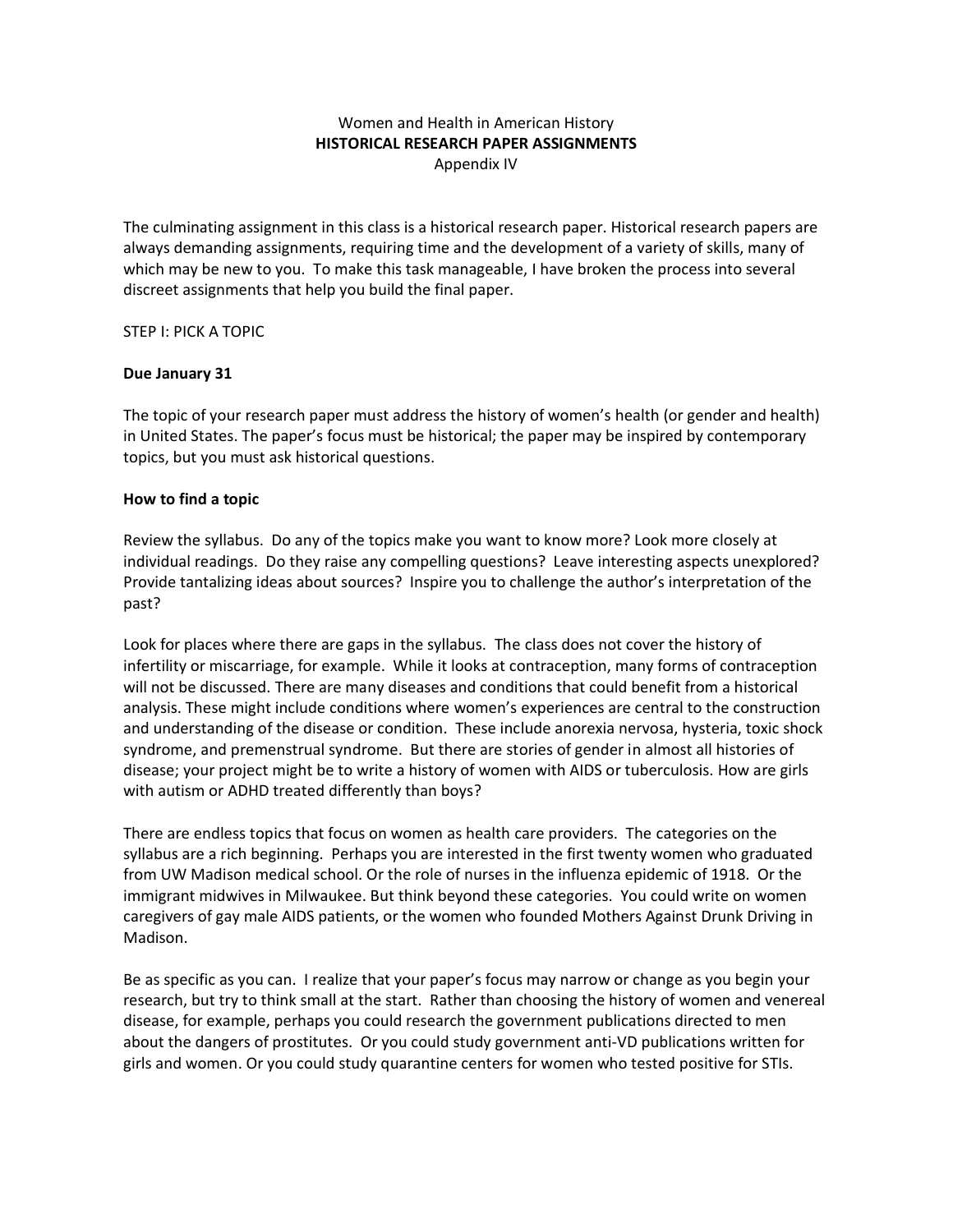Women and Health in American History

**HISTORICAL RESEARCH PAPER ASSIGNMENTS**

Appendix IV

The culminating assignment in this class is a historical research paper. Historical research papers are always demanding assignments, requiring time and the development of a variety of skills, many of which may be new to you. To make this task manageable, I have broken the process into several discreet assignments that help you build the final paper.

STEP I: PICK A TOPIC

**Due January 31**

The topic of your research paper must address the history of women's health (or gender and health) in United States. The paper's focus must be historical; the paper may be inspired by contemporary topics, but you must ask historical questions.

**How to find a topic**

Review the syllabus. Do any of the topics make you want to know more? Look more closely at individual readings. Do they raise any compelling questions? Leave interesting aspects unexplored? Provide tantalizing ideas about sources? Inspire you to challenge the author's interpretation of the past?

Look for places where there are gaps in the syllabus. The class does not cover the history of infertility or miscarriage, for example. While it looks at contraception, many forms of contraception will not be discussed. There are many diseases and conditions that could benefit from a historical analysis. These might include conditions where women's experiences are central to the construction and understanding of the disease or condition. These include anorexia nervosa, hysteria, toxic shock syndrome, and premenstrual syndrome. But there are stories of gender in almost all histories of disease; your project might be to write a history of women with AIDS or tuberculosis. How are girls with autism or ADHD treated differently than boys?

There are endless topics that focus on women as health care providers. The categories on the syllabus are a rich beginning. Perhaps you are interested in the first twenty women who graduated from UW Madison medical school. Or the role of nurses in the influenza epidemic of 1918. Or the immigrant midwives in Milwaukee. But think beyond these categories. You could write on women caregivers of gay male AIDS patients, or the women who founded Mothers Against Drunk Driving in Madison.

Be as specific as you can. I realize that your paper's focus may narrow or change as you begin your research, but try to think small at the start. Rather than choosing the history of women and venereal disease, for example, perhaps you could research the government publications directed to men about the dangers of prostitutes. Or you could study government anti-VD publications written for girls and women. Or you could study quarantine centers for women who tested positive for STIs.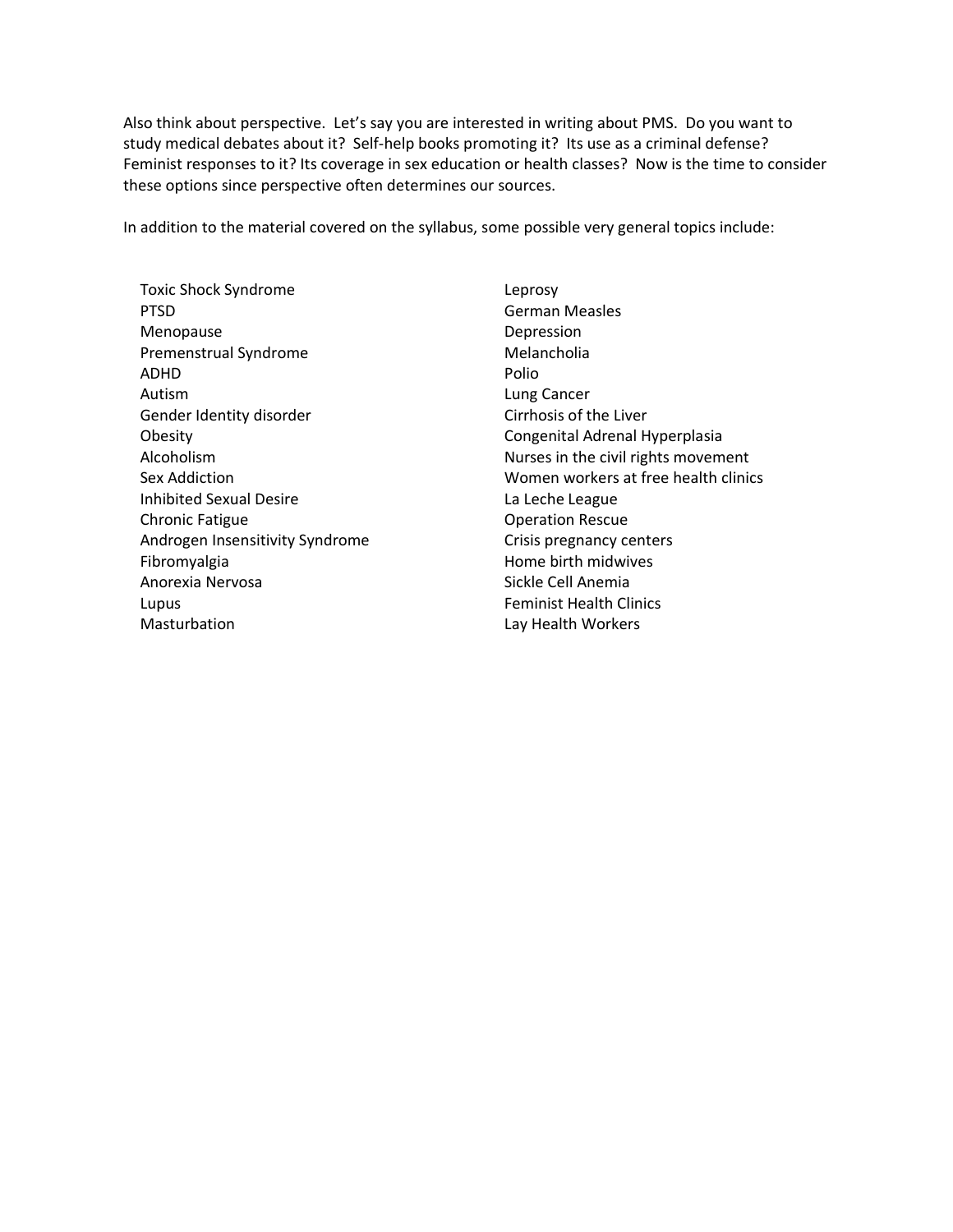Also think about perspective. Let's say you are interested in writing about PMS. Do you want to study medical debates about it? Self-help books promoting it? Its use as a criminal defense? Feminist responses to it? Its coverage in sex education or health classes? Now is the time to consider these options since perspective often determines our sources.

In addition to the material covered on the syllabus, some possible very general topics include:

- Toxic Shock Syndrome
- PTSD
- Menopause
- Premenstrual Syndrome
- ADHD
- Autism
- Gender Identity disorder
- Obesity
- Alcoholism
- Sex Addiction
- Inhibited Sexual Desire
- Chronic Fatigue
- Androgen Insensitivity Syndrome
- Fibromyalgia
- Anorexia Nervosa
- Lupus
- Masturbation
- Leprosy
- German Measles
- Depression
- Melancholia
- Polio
- Lung Cancer
- Cirrhosis of the Liver
- Congenital Adrenal Hyperplasia
- Nurses in the civil rights movement
- Women workers at free health clinics
- La Leche League
- Operation Rescue
- Crisis pregnancy centers
- Home birth midwives
- Sickle Cell Anemia
- Feminist Health Clinics
- Lay Health Workers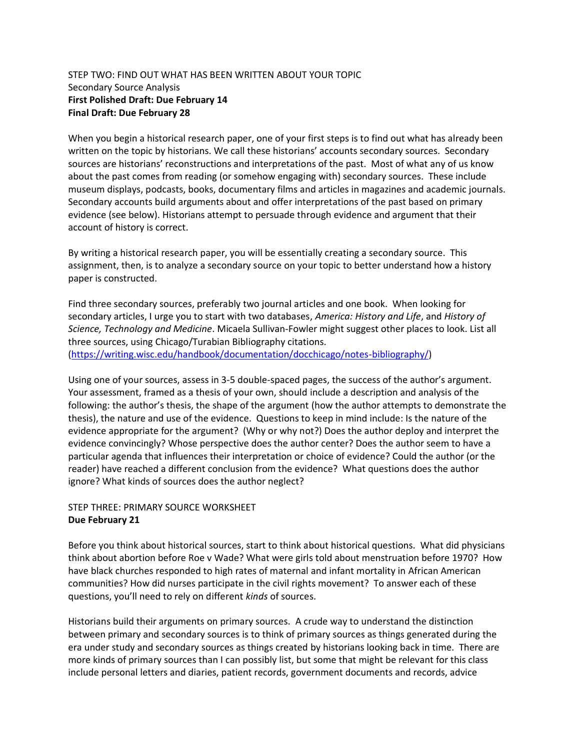STEP TWO: FIND OUT WHAT HAS BEEN WRITTEN ABOUT YOUR TOPIC

Secondary Source Analysis

**First Polished Draft: Due February 14**

**Final Draft: Due February 28**

When you begin a historical research paper, one of your first steps is to find out what has already been written on the topic by historians. We call these historians' accounts secondary sources. Secondary sources are historians' reconstructions and interpretations of the past. Most of what any of us know about the past comes from reading (or somehow engaging with) secondary sources. These include museum displays, podcasts, books, documentary films and articles in magazines and academic journals. Secondary accounts build arguments about and offer interpretations of the past based on primary evidence (see below). Historians attempt to persuade through evidence and argument that their account of history is correct.

By writing a historical research paper, you will be essentially creating a secondary source. This assignment, then, is to analyze a secondary source on your topic to better understand how a history paper is constructed.

Find three secondary sources, preferably two journal articles and one book. When looking for secondary articles, I urge you to start with two databases, *America: History and Life*, and *History of Science, Technology and Medicine*. Micaela Sullivan-Fowler might suggest other places to look. List all three sources, using Chicago/Turabian Bibliography citations. (https://writing.wisc.edu/handbook/documentation/docchicago/notes-bibliography/)

Using one of your sources, assess in 3-5 double-spaced pages, the success of the author's argument. Your assessment, framed as a thesis of your own, should include a description and analysis of the following: the author's thesis, the shape of the argument (how the author attempts to demonstrate the thesis), the nature and use of the evidence. Questions to keep in mind include: Is the nature of the evidence appropriate for the argument? (Why or why not?) Does the author deploy and interpret the evidence convincingly? Whose perspective does the author center? Does the author seem to have a particular agenda that influences their interpretation or choice of evidence? Could the author (or the reader) have reached a different conclusion from the evidence? What questions does the author ignore? What kinds of sources does the author neglect?

STEP THREE: PRIMARY SOURCE WORKSHEET

**Due February 21**

Before you think about historical sources, start to think about historical questions. What did physicians think about abortion before Roe v Wade? What were girls told about menstruation before 1970? How have black churches responded to high rates of maternal and infant mortality in African American communities? How did nurses participate in the civil rights movement? To answer each of these questions, you'll need to rely on different *kinds* of sources.

Historians build their arguments on primary sources. A crude way to understand the distinction between primary and secondary sources is to think of primary sources as things generated during the era under study and secondary sources as things created by historians looking back in time. There are more kinds of primary sources than I can possibly list, but some that might be relevant for this class include personal letters and diaries, patient records, government documents and records, advice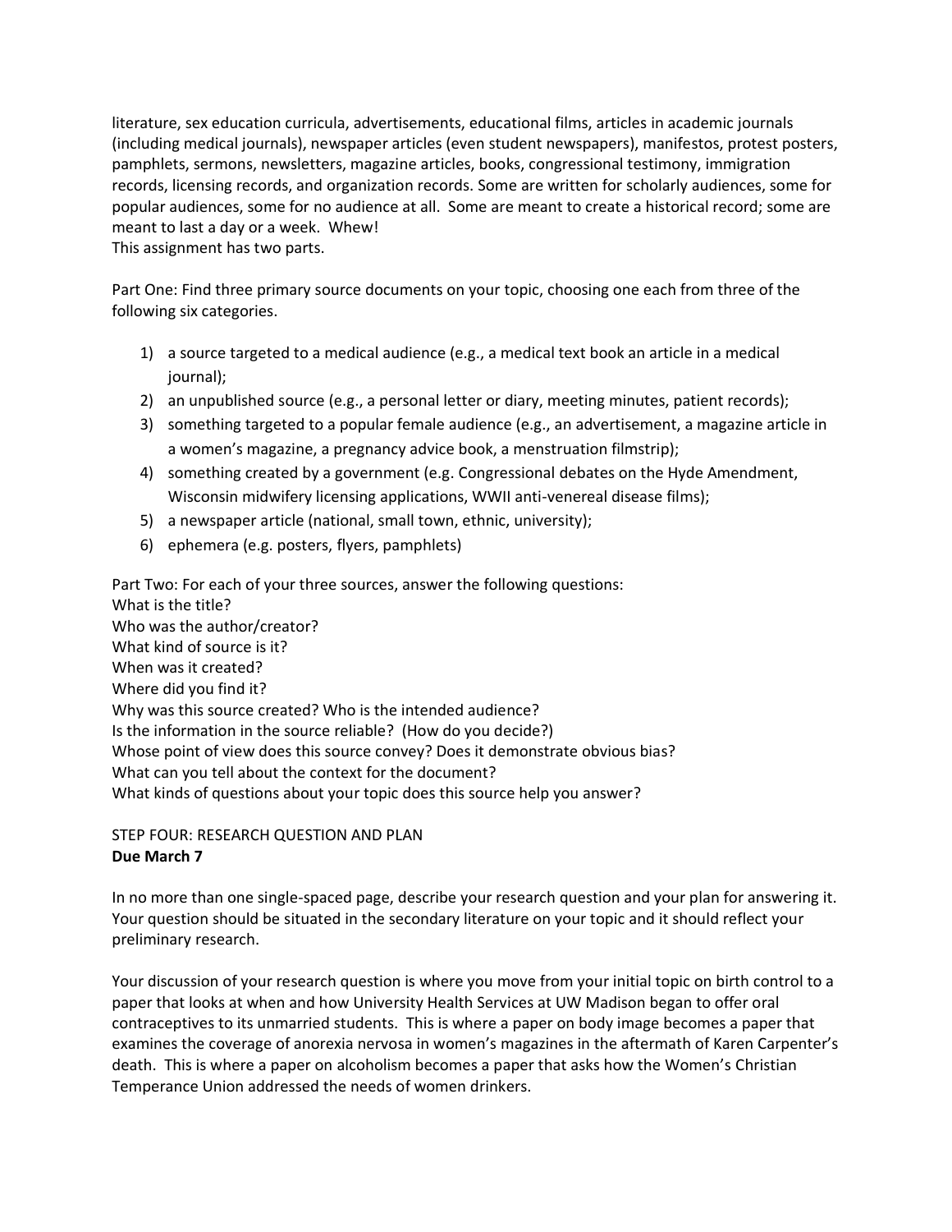literature, sex education curricula, advertisements, educational films, articles in academic journals (including medical journals), newspaper articles (even student newspapers), manifestos, protest posters, pamphlets, sermons, newsletters, magazine articles, books, congressional testimony, immigration records, licensing records, and organization records. Some are written for scholarly audiences, some for popular audiences, some for no audience at all. Some are meant to create a historical record; some are meant to last a day or a week. Whew!
This assignment has two parts.

Part One: Find three primary source documents on your topic, choosing one each from three of the following six categories.

1) a source targeted to a medical audience (e.g., a medical text book an article in a medical journal);
2) an unpublished source (e.g., a personal letter or diary, meeting minutes, patient records);
3) something targeted to a popular female audience (e.g., an advertisement, a magazine article in a women's magazine, a pregnancy advice book, a menstruation filmstrip);
4) something created by a government (e.g. Congressional debates on the Hyde Amendment, Wisconsin midwifery licensing applications, WWII anti-venereal disease films);
5) a newspaper article (national, small town, ethnic, university);
6) ephemera (e.g. posters, flyers, pamphlets)

Part Two: For each of your three sources, answer the following questions:
What is the title?
Who was the author/creator?
What kind of source is it?
When was it created?
Where did you find it?
Why was this source created? Who is the intended audience?
Is the information in the source reliable? (How do you decide?)
Whose point of view does this source convey? Does it demonstrate obvious bias?
What can you tell about the context for the document?
What kinds of questions about your topic does this source help you answer?

STEP FOUR: RESEARCH QUESTION AND PLAN
**Due March 7**

In no more than one single-spaced page, describe your research question and your plan for answering it. Your question should be situated in the secondary literature on your topic and it should reflect your preliminary research.

Your discussion of your research question is where you move from your initial topic on birth control to a paper that looks at when and how University Health Services at UW Madison began to offer oral contraceptives to its unmarried students. This is where a paper on body image becomes a paper that examines the coverage of anorexia nervosa in women's magazines in the aftermath of Karen Carpenter's death. This is where a paper on alcoholism becomes a paper that asks how the Women's Christian Temperance Union addressed the needs of women drinkers.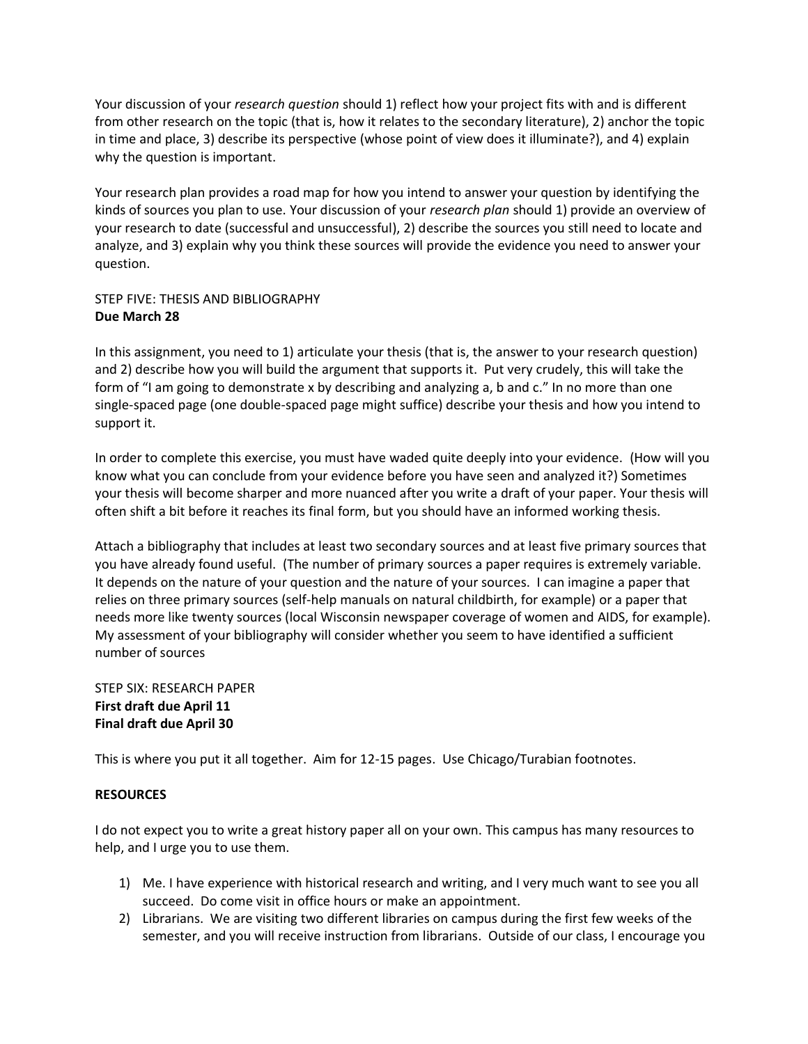Your discussion of your *research question* should 1) reflect how your project fits with and is different from other research on the topic (that is, how it relates to the secondary literature), 2) anchor the topic in time and place, 3) describe its perspective (whose point of view does it illuminate?), and 4) explain why the question is important.

Your research plan provides a road map for how you intend to answer your question by identifying the kinds of sources you plan to use. Your discussion of your *research plan* should 1) provide an overview of your research to date (successful and unsuccessful), 2) describe the sources you still need to locate and analyze, and 3) explain why you think these sources will provide the evidence you need to answer your question.

STEP FIVE: THESIS AND BIBLIOGRAPHY
**Due March 28**

In this assignment, you need to 1) articulate your thesis (that is, the answer to your research question) and 2) describe how you will build the argument that supports it. Put very crudely, this will take the form of "I am going to demonstrate x by describing and analyzing a, b and c." In no more than one single-spaced page (one double-spaced page might suffice) describe your thesis and how you intend to support it.

In order to complete this exercise, you must have waded quite deeply into your evidence. (How will you know what you can conclude from your evidence before you have seen and analyzed it?) Sometimes your thesis will become sharper and more nuanced after you write a draft of your paper. Your thesis will often shift a bit before it reaches its final form, but you should have an informed working thesis.

Attach a bibliography that includes at least two secondary sources and at least five primary sources that you have already found useful. (The number of primary sources a paper requires is extremely variable. It depends on the nature of your question and the nature of your sources. I can imagine a paper that relies on three primary sources (self-help manuals on natural childbirth, for example) or a paper that needs more like twenty sources (local Wisconsin newspaper coverage of women and AIDS, for example). My assessment of your bibliography will consider whether you seem to have identified a sufficient number of sources

STEP SIX: RESEARCH PAPER
**First draft due April 11**
**Final draft due April 30**

This is where you put it all together. Aim for 12-15 pages. Use Chicago/Turabian footnotes.

**RESOURCES**

I do not expect you to write a great history paper all on your own. This campus has many resources to help, and I urge you to use them.

1) Me. I have experience with historical research and writing, and I very much want to see you all succeed. Do come visit in office hours or make an appointment.
2) Librarians. We are visiting two different libraries on campus during the first few weeks of the semester, and you will receive instruction from librarians. Outside of our class, I encourage you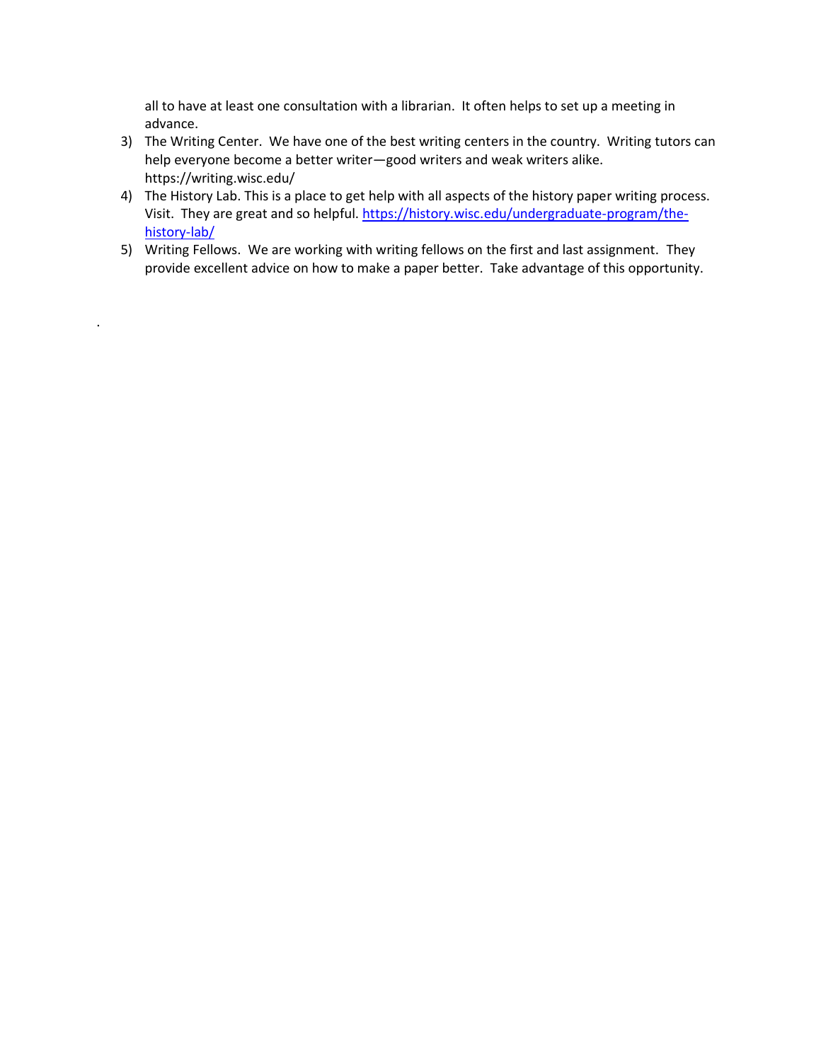all to have at least one consultation with a librarian. It often helps to set up a meeting in advance.

3) The Writing Center. We have one of the best writing centers in the country. Writing tutors can help everyone become a better writer—good writers and weak writers alike. https://writing.wisc.edu/
4) The History Lab. This is a place to get help with all aspects of the history paper writing process. Visit. They are great and so helpful. [https://history.wisc.edu/undergraduate-program/the-history-lab/](https://history.wisc.edu/undergraduate-program/the-history-lab/)
5) Writing Fellows. We are working with writing fellows on the first and last assignment. They provide excellent advice on how to make a paper better. Take advantage of this opportunity.

.